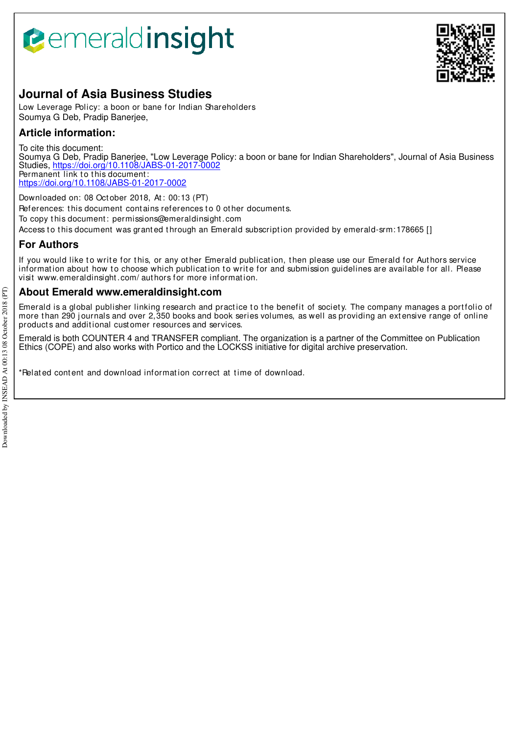# Journal of Asia Business Studies

Low Leverage Policy: a boon or bane for Indian Shareholders
Soumya G Deb, Pradip Banerjee,

## Article information:

To cite this document:
Soumya G Deb, Pradip Banerjee, "Low Leverage Policy: a boon or bane for Indian Shareholders", Journal of Asia Business Studies, https://doi.org/10.1108/JABS-01-2017-0002
Permanent link to this document:
https://doi.org/10.1108/JABS-01-2017-0002

Downloaded on: 08 October 2018, At: 00:13 (PT)
References: this document contains references to 0 other documents.
To copy this document: permissions@emeraldinsight.com
Access to this document was granted through an Emerald subscription provided by emerald-srm:178665 []

## For Authors

If you would like to write for this, or any other Emerald publication, then please use our Emerald for Authors service information about how to choose which publication to write for and submission guidelines are available for all. Please visit www.emeraldinsight.com/authors for more information.

## About Emerald www.emeraldinsight.com

Emerald is a global publisher linking research and practice to the benefit of society. The company manages a portfolio of more than 290 journals and over 2,350 books and book series volumes, as well as providing an extensive range of online products and additional customer resources and services.

Emerald is both COUNTER 4 and TRANSFER compliant. The organization is a partner of the Committee on Publication Ethics (COPE) and also works with Portico and the LOCKSS initiative for digital archive preservation.

*Related content and download information correct at time of download.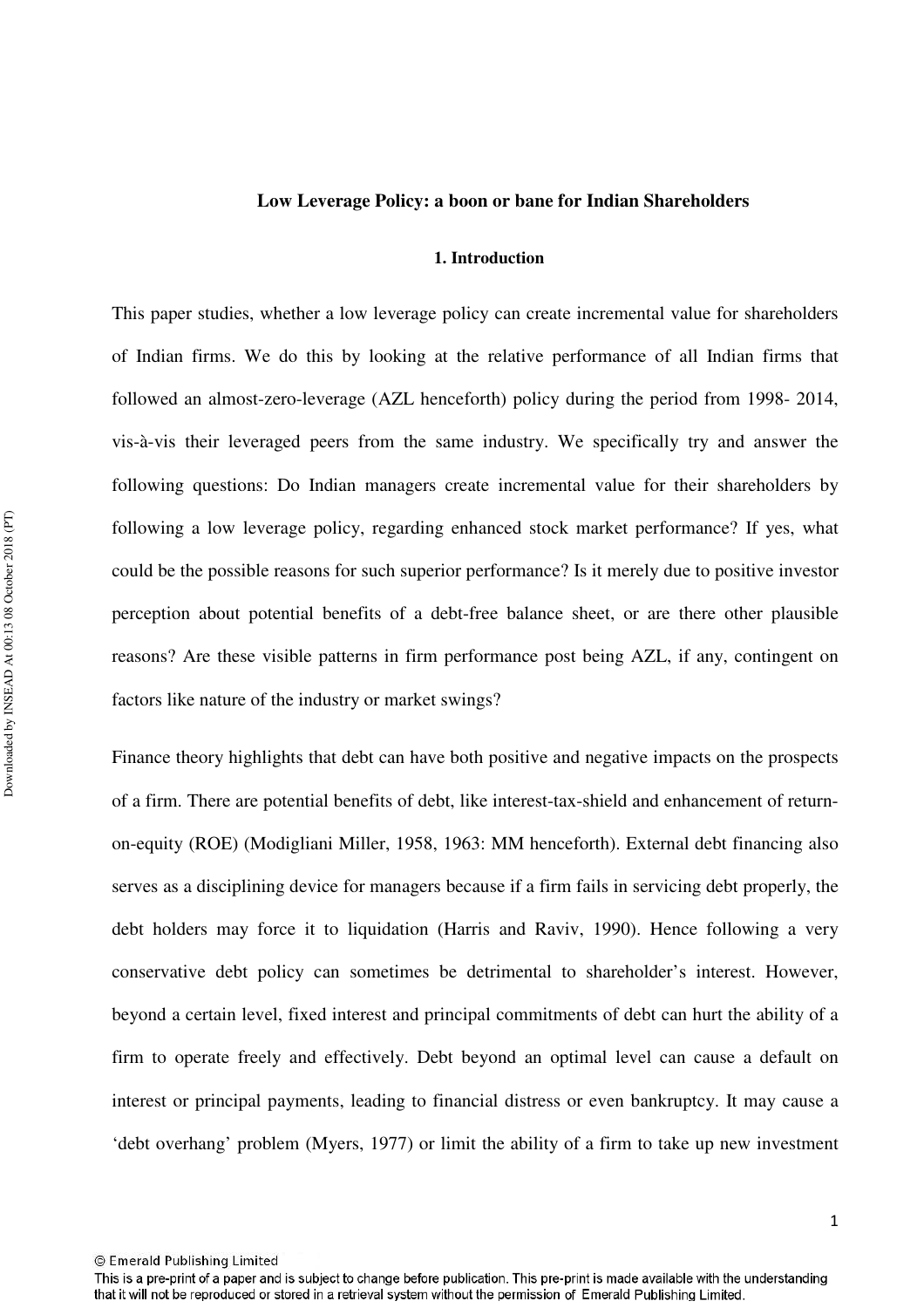**Low Leverage Policy: a boon or bane for Indian Shareholders**

## 1. Introduction

This paper studies, whether a low leverage policy can create incremental value for shareholders of Indian firms. We do this by looking at the relative performance of all Indian firms that followed an almost-zero-leverage (AZL henceforth) policy during the period from 1998- 2014, vis-à-vis their leveraged peers from the same industry. We specifically try and answer the following questions: Do Indian managers create incremental value for their shareholders by following a low leverage policy, regarding enhanced stock market performance? If yes, what could be the possible reasons for such superior performance? Is it merely due to positive investor perception about potential benefits of a debt-free balance sheet, or are there other plausible reasons? Are these visible patterns in firm performance post being AZL, if any, contingent on factors like nature of the industry or market swings?

Finance theory highlights that debt can have both positive and negative impacts on the prospects of a firm. There are potential benefits of debt, like interest-tax-shield and enhancement of return-on-equity (ROE) (Modigliani Miller, 1958, 1963: MM henceforth). External debt financing also serves as a disciplining device for managers because if a firm fails in servicing debt properly, the debt holders may force it to liquidation (Harris and Raviv, 1990). Hence following a very conservative debt policy can sometimes be detrimental to shareholder's interest. However, beyond a certain level, fixed interest and principal commitments of debt can hurt the ability of a firm to operate freely and effectively. Debt beyond an optimal level can cause a default on interest or principal payments, leading to financial distress or even bankruptcy. It may cause a 'debt overhang' problem (Myers, 1977) or limit the ability of a firm to take up new investment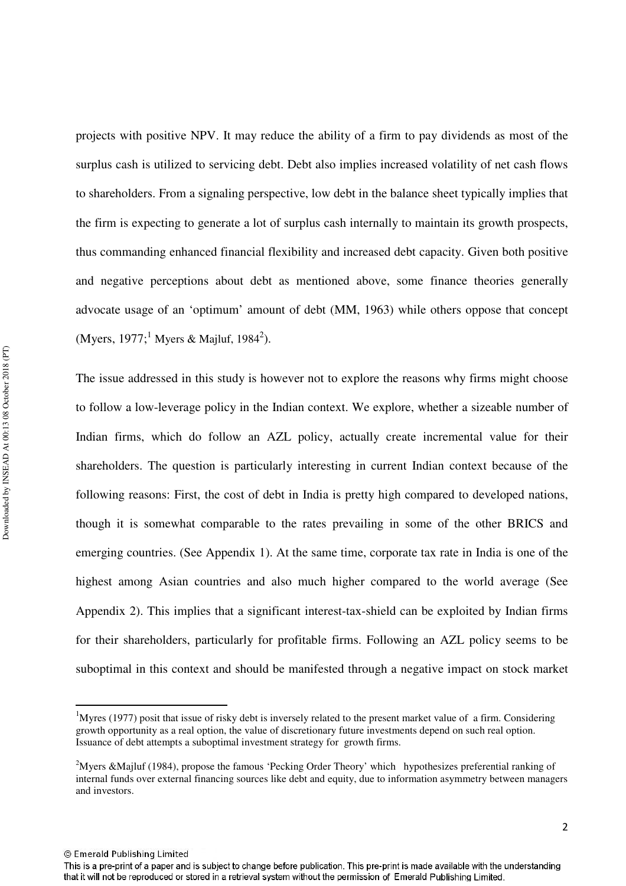projects with positive NPV. It may reduce the ability of a firm to pay dividends as most of the surplus cash is utilized to servicing debt. Debt also implies increased volatility of net cash flows to shareholders. From a signaling perspective, low debt in the balance sheet typically implies that the firm is expecting to generate a lot of surplus cash internally to maintain its growth prospects, thus commanding enhanced financial flexibility and increased debt capacity. Given both positive and negative perceptions about debt as mentioned above, some finance theories generally advocate usage of an 'optimum' amount of debt (MM, 1963) while others oppose that concept (Myers, 1977;[1] Myers & Majluf, 1984[2]).

The issue addressed in this study is however not to explore the reasons why firms might choose to follow a low-leverage policy in the Indian context. We explore, whether a sizeable number of Indian firms, which do follow an AZL policy, actually create incremental value for their shareholders. The question is particularly interesting in current Indian context because of the following reasons: First, the cost of debt in India is pretty high compared to developed nations, though it is somewhat comparable to the rates prevailing in some of the other BRICS and emerging countries. (See Appendix 1). At the same time, corporate tax rate in India is one of the highest among Asian countries and also much higher compared to the world average (See Appendix 2). This implies that a significant interest-tax-shield can be exploited by Indian firms for their shareholders, particularly for profitable firms. Following an AZL policy seems to be suboptimal in this context and should be manifested through a negative impact on stock market

---

[1]Myres (1977) posit that issue of risky debt is inversely related to the present market value of a firm. Considering growth opportunity as a real option, the value of discretionary future investments depend on such real option. Issuance of debt attempts a suboptimal investment strategy for growth firms.

[2]Myers &Majluf (1984), propose the famous 'Pecking Order Theory' which hypothesizes preferential ranking of internal funds over external financing sources like debt and equity, due to information asymmetry between managers and investors.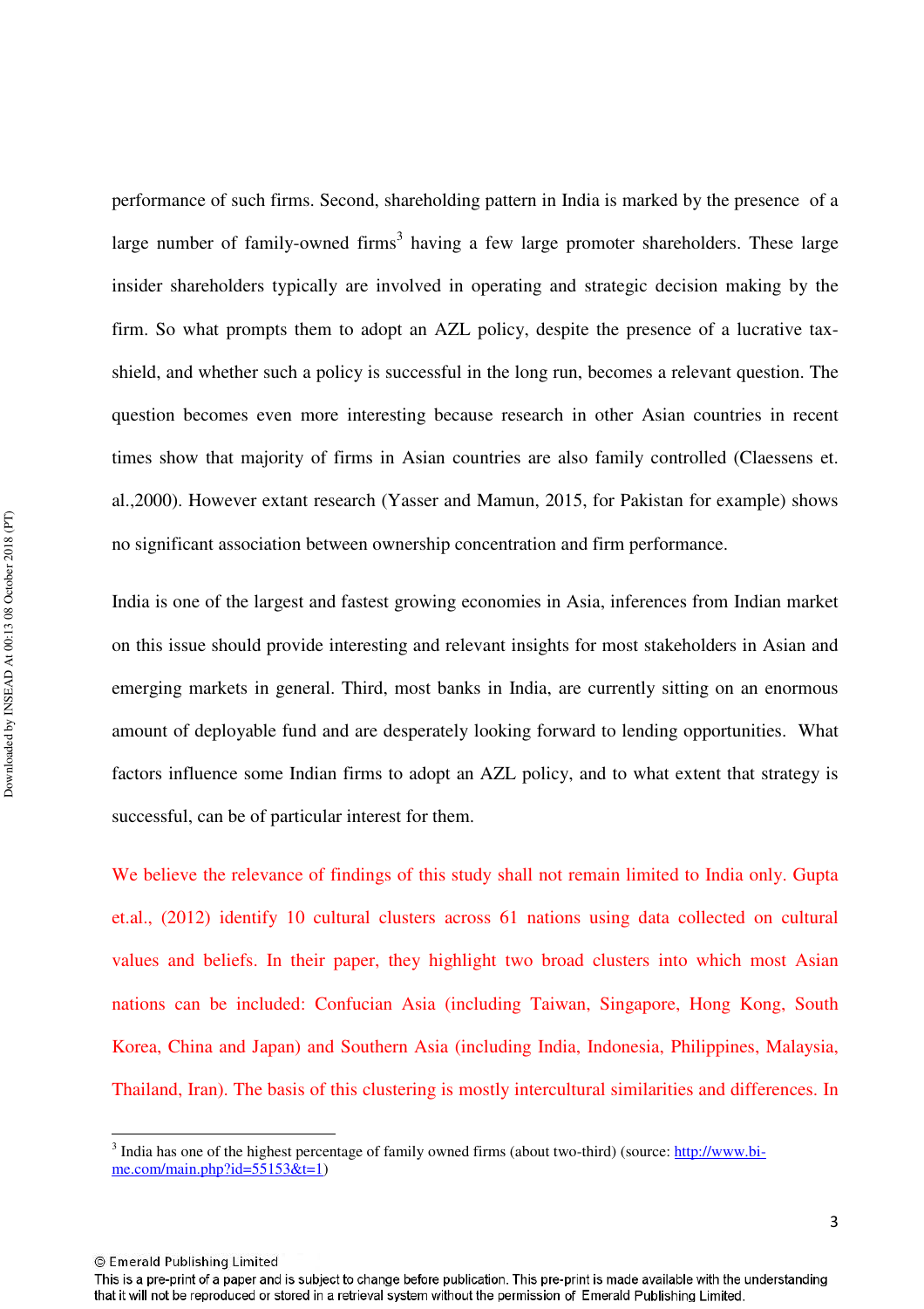performance of such firms. Second, shareholding pattern in India is marked by the presence of a large number of family-owned firms[3] having a few large promoter shareholders. These large insider shareholders typically are involved in operating and strategic decision making by the firm. So what prompts them to adopt an AZL policy, despite the presence of a lucrative tax-shield, and whether such a policy is successful in the long run, becomes a relevant question. The question becomes even more interesting because research in other Asian countries in recent times show that majority of firms in Asian countries are also family controlled (Claessens et. al.,2000). However extant research (Yasser and Mamun, 2015, for Pakistan for example) shows no significant association between ownership concentration and firm performance.

India is one of the largest and fastest growing economies in Asia, inferences from Indian market on this issue should provide interesting and relevant insights for most stakeholders in Asian and emerging markets in general. Third, most banks in India, are currently sitting on an enormous amount of deployable fund and are desperately looking forward to lending opportunities. What factors influence some Indian firms to adopt an AZL policy, and to what extent that strategy is successful, can be of particular interest for them.

We believe the relevance of findings of this study shall not remain limited to India only. Gupta et.al., (2012) identify 10 cultural clusters across 61 nations using data collected on cultural values and beliefs. In their paper, they highlight two broad clusters into which most Asian nations can be included: Confucian Asia (including Taiwan, Singapore, Hong Kong, South Korea, China and Japan) and Southern Asia (including India, Indonesia, Philippines, Malaysia, Thailand, Iran). The basis of this clustering is mostly intercultural similarities and differences. In

[3] India has one of the highest percentage of family owned firms (about two-third) (source: http://www.bi-me.com/main.php?id=55153&t=1)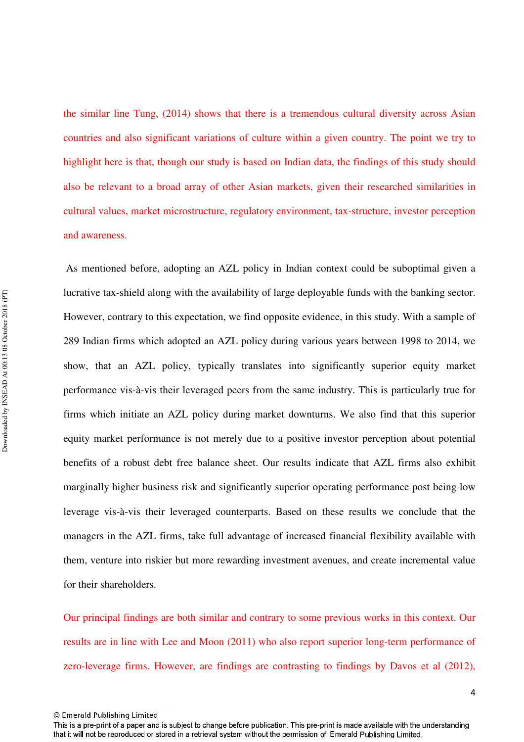the similar line Tung, (2014) shows that there is a tremendous cultural diversity across Asian countries and also significant variations of culture within a given country. The point we try to highlight here is that, though our study is based on Indian data, the findings of this study should also be relevant to a broad array of other Asian markets, given their researched similarities in cultural values, market microstructure, regulatory environment, tax-structure, investor perception and awareness.

As mentioned before, adopting an AZL policy in Indian context could be suboptimal given a lucrative tax-shield along with the availability of large deployable funds with the banking sector. However, contrary to this expectation, we find opposite evidence, in this study. With a sample of 289 Indian firms which adopted an AZL policy during various years between 1998 to 2014, we show, that an AZL policy, typically translates into significantly superior equity market performance vis-à-vis their leveraged peers from the same industry. This is particularly true for firms which initiate an AZL policy during market downturns. We also find that this superior equity market performance is not merely due to a positive investor perception about potential benefits of a robust debt free balance sheet. Our results indicate that AZL firms also exhibit marginally higher business risk and significantly superior operating performance post being low leverage vis-à-vis their leveraged counterparts. Based on these results we conclude that the managers in the AZL firms, take full advantage of increased financial flexibility available with them, venture into riskier but more rewarding investment avenues, and create incremental value for their shareholders.

Our principal findings are both similar and contrary to some previous works in this context. Our results are in line with Lee and Moon (2011) who also report superior long-term performance of zero-leverage firms. However, are findings are contrasting to findings by Davos et al (2012),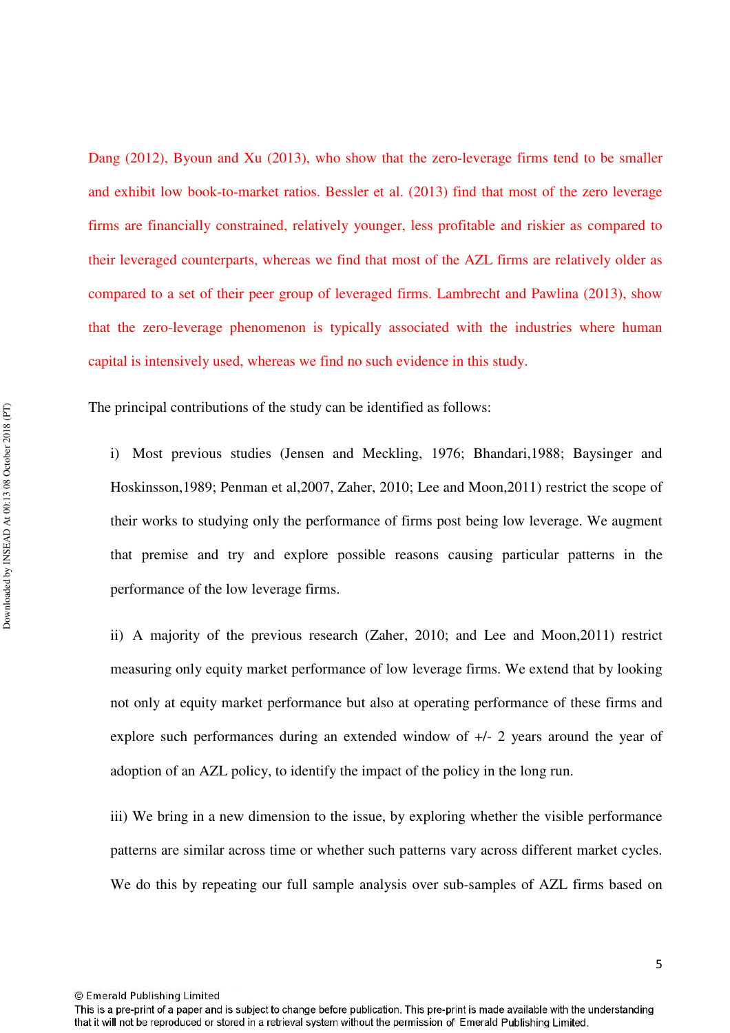Dang (2012), Byoun and Xu (2013), who show that the zero-leverage firms tend to be smaller and exhibit low book-to-market ratios. Bessler et al. (2013) find that most of the zero leverage firms are financially constrained, relatively younger, less profitable and riskier as compared to their leveraged counterparts, whereas we find that most of the AZL firms are relatively older as compared to a set of their peer group of leveraged firms. Lambrecht and Pawlina (2013), show that the zero-leverage phenomenon is typically associated with the industries where human capital is intensively used, whereas we find no such evidence in this study.

The principal contributions of the study can be identified as follows:

i) Most previous studies (Jensen and Meckling, 1976; Bhandari,1988; Baysinger and Hoskinsson,1989; Penman et al,2007, Zaher, 2010; Lee and Moon,2011) restrict the scope of their works to studying only the performance of firms post being low leverage. We augment that premise and try and explore possible reasons causing particular patterns in the performance of the low leverage firms.

ii) A majority of the previous research (Zaher, 2010; and Lee and Moon,2011) restrict measuring only equity market performance of low leverage firms. We extend that by looking not only at equity market performance but also at operating performance of these firms and explore such performances during an extended window of +/- 2 years around the year of adoption of an AZL policy, to identify the impact of the policy in the long run.

iii) We bring in a new dimension to the issue, by exploring whether the visible performance patterns are similar across time or whether such patterns vary across different market cycles. We do this by repeating our full sample analysis over sub-samples of AZL firms based on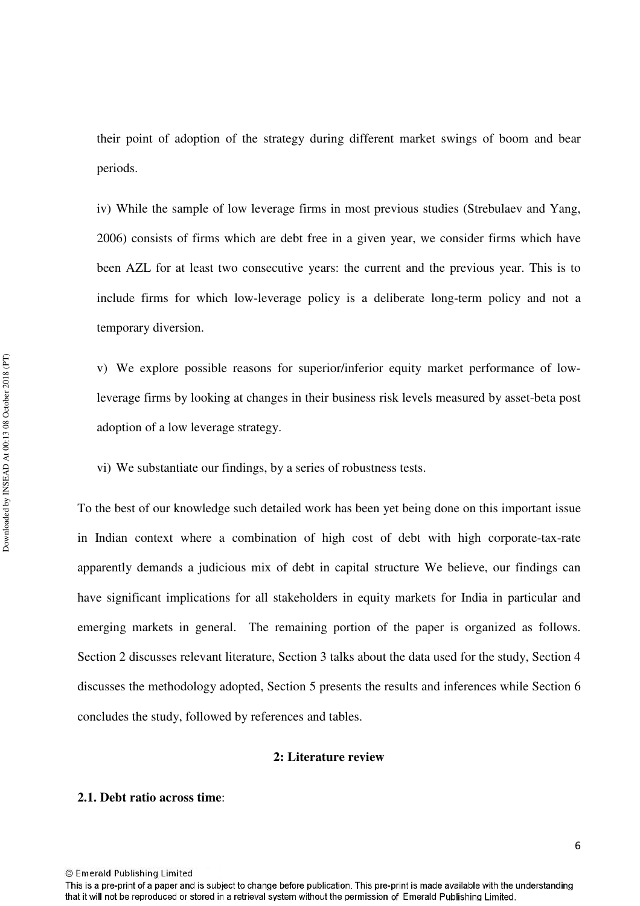their point of adoption of the strategy during different market swings of boom and bear periods.

iv) While the sample of low leverage firms in most previous studies (Strebulaev and Yang, 2006) consists of firms which are debt free in a given year, we consider firms which have been AZL for at least two consecutive years: the current and the previous year. This is to include firms for which low-leverage policy is a deliberate long-term policy and not a temporary diversion.

v) We explore possible reasons for superior/inferior equity market performance of low-leverage firms by looking at changes in their business risk levels measured by asset-beta post adoption of a low leverage strategy.

vi) We substantiate our findings, by a series of robustness tests.

To the best of our knowledge such detailed work has been yet being done on this important issue in Indian context where a combination of high cost of debt with high corporate-tax-rate apparently demands a judicious mix of debt in capital structure We believe, our findings can have significant implications for all stakeholders in equity markets for India in particular and emerging markets in general. The remaining portion of the paper is organized as follows. Section 2 discusses relevant literature, Section 3 talks about the data used for the study, Section 4 discusses the methodology adopted, Section 5 presents the results and inferences while Section 6 concludes the study, followed by references and tables.

## 2: Literature review

### 2.1. Debt ratio across time: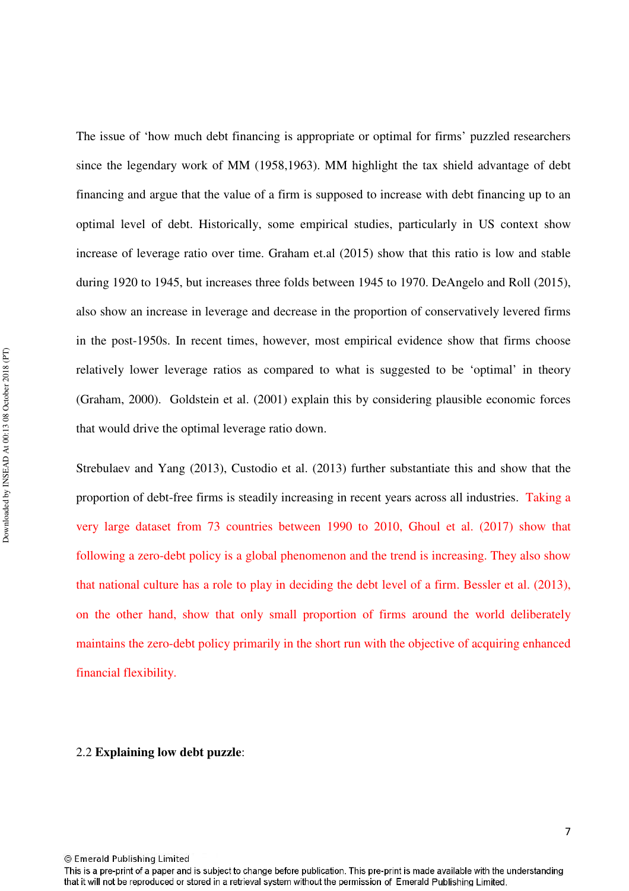The issue of 'how much debt financing is appropriate or optimal for firms' puzzled researchers since the legendary work of MM (1958,1963). MM highlight the tax shield advantage of debt financing and argue that the value of a firm is supposed to increase with debt financing up to an optimal level of debt. Historically, some empirical studies, particularly in US context show increase of leverage ratio over time. Graham et.al (2015) show that this ratio is low and stable during 1920 to 1945, but increases three folds between 1945 to 1970. DeAngelo and Roll (2015), also show an increase in leverage and decrease in the proportion of conservatively levered firms in the post-1950s. In recent times, however, most empirical evidence show that firms choose relatively lower leverage ratios as compared to what is suggested to be 'optimal' in theory (Graham, 2000). Goldstein et al. (2001) explain this by considering plausible economic forces that would drive the optimal leverage ratio down.

Strebulaev and Yang (2013), Custodio et al. (2013) further substantiate this and show that the proportion of debt-free firms is steadily increasing in recent years across all industries. Taking a very large dataset from 73 countries between 1990 to 2010, Ghoul et al. (2017) show that following a zero-debt policy is a global phenomenon and the trend is increasing. They also show that national culture has a role to play in deciding the debt level of a firm. Bessler et al. (2013), on the other hand, show that only small proportion of firms around the world deliberately maintains the zero-debt policy primarily in the short run with the objective of acquiring enhanced financial flexibility.

## 2.2 **Explaining low debt puzzle**:

© Emerald Publishing Limited
This is a pre-print of a paper and is subject to change before publication. This pre-print is made available with the understanding that it will not be reproduced or stored in a retrieval system without the permission of Emerald Publishing Limited.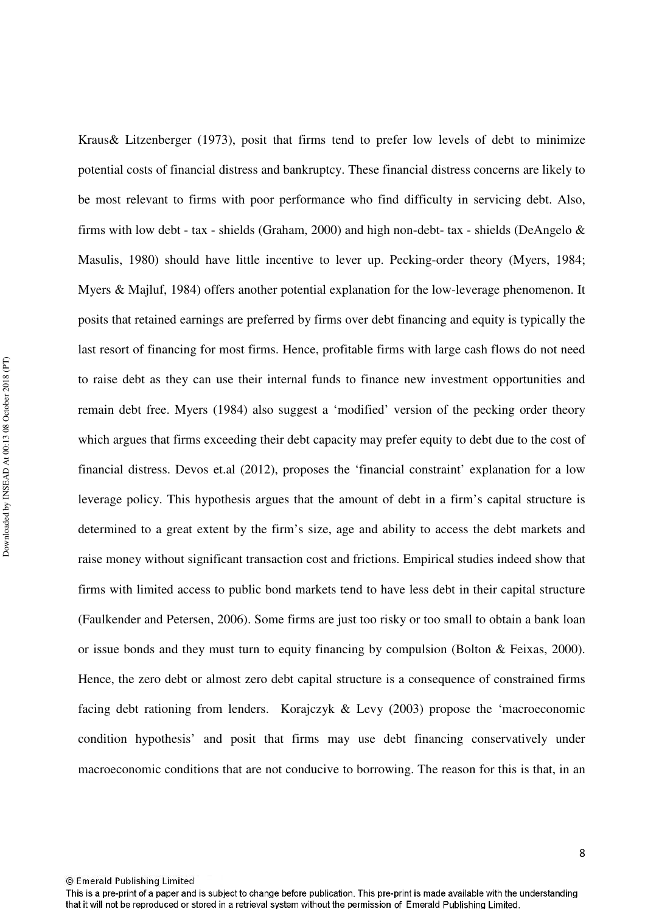Kraus& Litzenberger (1973), posit that firms tend to prefer low levels of debt to minimize potential costs of financial distress and bankruptcy. These financial distress concerns are likely to be most relevant to firms with poor performance who find difficulty in servicing debt. Also, firms with low debt - tax - shields (Graham, 2000) and high non-debt- tax - shields (DeAngelo & Masulis, 1980) should have little incentive to lever up. Pecking-order theory (Myers, 1984; Myers & Majluf, 1984) offers another potential explanation for the low-leverage phenomenon. It posits that retained earnings are preferred by firms over debt financing and equity is typically the last resort of financing for most firms. Hence, profitable firms with large cash flows do not need to raise debt as they can use their internal funds to finance new investment opportunities and remain debt free. Myers (1984) also suggest a 'modified' version of the pecking order theory which argues that firms exceeding their debt capacity may prefer equity to debt due to the cost of financial distress. Devos et.al (2012), proposes the 'financial constraint' explanation for a low leverage policy. This hypothesis argues that the amount of debt in a firm's capital structure is determined to a great extent by the firm's size, age and ability to access the debt markets and raise money without significant transaction cost and frictions. Empirical studies indeed show that firms with limited access to public bond markets tend to have less debt in their capital structure (Faulkender and Petersen, 2006). Some firms are just too risky or too small to obtain a bank loan or issue bonds and they must turn to equity financing by compulsion (Bolton & Feixas, 2000). Hence, the zero debt or almost zero debt capital structure is a consequence of constrained firms facing debt rationing from lenders. Korajczyk & Levy (2003) propose the 'macroeconomic condition hypothesis' and posit that firms may use debt financing conservatively under macroeconomic conditions that are not conducive to borrowing. The reason for this is that, in an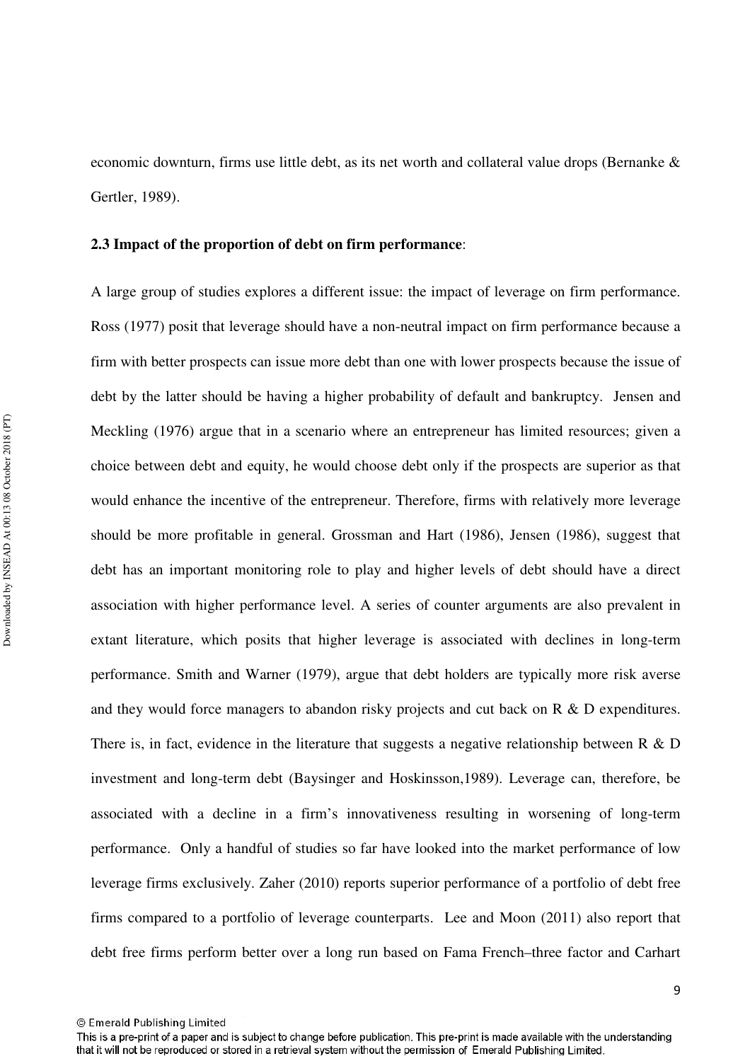economic downturn, firms use little debt, as its net worth and collateral value drops (Bernanke & Gertler, 1989).

### 2.3 Impact of the proportion of debt on firm performance:

A large group of studies explores a different issue: the impact of leverage on firm performance. Ross (1977) posit that leverage should have a non-neutral impact on firm performance because a firm with better prospects can issue more debt than one with lower prospects because the issue of debt by the latter should be having a higher probability of default and bankruptcy. Jensen and Meckling (1976) argue that in a scenario where an entrepreneur has limited resources; given a choice between debt and equity, he would choose debt only if the prospects are superior as that would enhance the incentive of the entrepreneur. Therefore, firms with relatively more leverage should be more profitable in general. Grossman and Hart (1986), Jensen (1986), suggest that debt has an important monitoring role to play and higher levels of debt should have a direct association with higher performance level. A series of counter arguments are also prevalent in extant literature, which posits that higher leverage is associated with declines in long-term performance. Smith and Warner (1979), argue that debt holders are typically more risk averse and they would force managers to abandon risky projects and cut back on R & D expenditures. There is, in fact, evidence in the literature that suggests a negative relationship between R & D investment and long-term debt (Baysinger and Hoskinsson,1989). Leverage can, therefore, be associated with a decline in a firm's innovativeness resulting in worsening of long-term performance. Only a handful of studies so far have looked into the market performance of low leverage firms exclusively. Zaher (2010) reports superior performance of a portfolio of debt free firms compared to a portfolio of leverage counterparts. Lee and Moon (2011) also report that debt free firms perform better over a long run based on Fama French–three factor and Carhart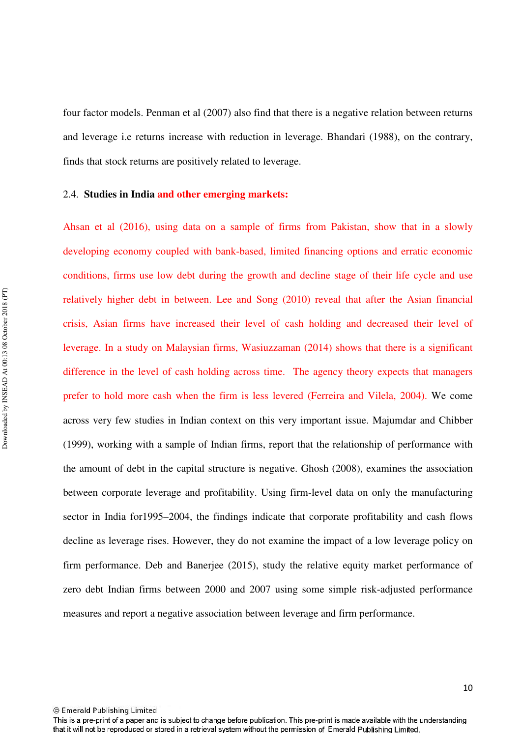four factor models. Penman et al (2007) also find that there is a negative relation between returns and leverage i.e returns increase with reduction in leverage. Bhandari (1988), on the contrary, finds that stock returns are positively related to leverage.

### 2.4. Studies in India and other emerging markets:

Ahsan et al (2016), using data on a sample of firms from Pakistan, show that in a slowly developing economy coupled with bank-based, limited financing options and erratic economic conditions, firms use low debt during the growth and decline stage of their life cycle and use relatively higher debt in between. Lee and Song (2010) reveal that after the Asian financial crisis, Asian firms have increased their level of cash holding and decreased their level of leverage. In a study on Malaysian firms, Wasiuzzaman (2014) shows that there is a significant difference in the level of cash holding across time. The agency theory expects that managers prefer to hold more cash when the firm is less levered (Ferreira and Vilela, 2004). We come across very few studies in Indian context on this very important issue. Majumdar and Chibber (1999), working with a sample of Indian firms, report that the relationship of performance with the amount of debt in the capital structure is negative. Ghosh (2008), examines the association between corporate leverage and profitability. Using firm-level data on only the manufacturing sector in India for1995–2004, the findings indicate that corporate profitability and cash flows decline as leverage rises. However, they do not examine the impact of a low leverage policy on firm performance. Deb and Banerjee (2015), study the relative equity market performance of zero debt Indian firms between 2000 and 2007 using some simple risk-adjusted performance measures and report a negative association between leverage and firm performance.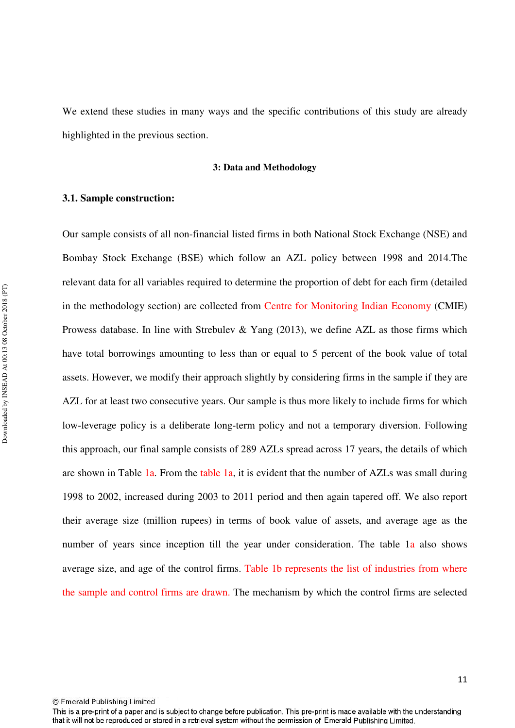We extend these studies in many ways and the specific contributions of this study are already highlighted in the previous section.

## 3: Data and Methodology

### 3.1. Sample construction:

Our sample consists of all non-financial listed firms in both National Stock Exchange (NSE) and Bombay Stock Exchange (BSE) which follow an AZL policy between 1998 and 2014.The relevant data for all variables required to determine the proportion of debt for each firm (detailed in the methodology section) are collected from Centre for Monitoring Indian Economy (CMIE) Prowess database. In line with Strebulev & Yang (2013), we define AZL as those firms which have total borrowings amounting to less than or equal to 5 percent of the book value of total assets. However, we modify their approach slightly by considering firms in the sample if they are AZL for at least two consecutive years. Our sample is thus more likely to include firms for which low-leverage policy is a deliberate long-term policy and not a temporary diversion. Following this approach, our final sample consists of 289 AZLs spread across 17 years, the details of which are shown in Table 1a. From the table 1a, it is evident that the number of AZLs was small during 1998 to 2002, increased during 2003 to 2011 period and then again tapered off. We also report their average size (million rupees) in terms of book value of assets, and average age as the number of years since inception till the year under consideration. The table 1a also shows average size, and age of the control firms. Table 1b represents the list of industries from where the sample and control firms are drawn. The mechanism by which the control firms are selected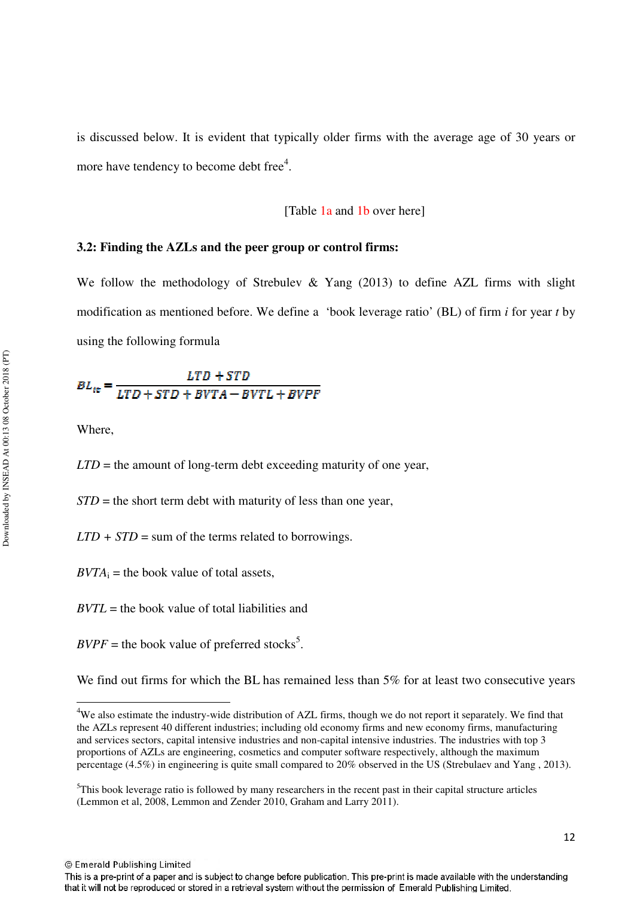is discussed below. It is evident that typically older firms with the average age of 30 years or more have tendency to become debt free[4].

[Table 1a and 1b over here]

**3.2: Finding the AZLs and the peer group or control firms:**

We follow the methodology of Strebulev & Yang (2013) to define AZL firms with slight modification as mentioned before. We define a 'book leverage ratio' (BL) of firm *i* for year *t* by using the following formula

$$BL_{it} = \frac{LTD + STD}{LTD + STD + BVTA - BVTL + BVPF}$$

Where,

$LTD$ = the amount of long-term debt exceeding maturity of one year,

$STD$ = the short term debt with maturity of less than one year,

$LTD + STD$ = sum of the terms related to borrowings.

$BVTA_i$ = the book value of total assets,

$BVTL$ = the book value of total liabilities and

$BVPF$ = the book value of preferred stocks[5].

We find out firms for which the BL has remained less than 5% for at least two consecutive years

---

[4]We also estimate the industry-wide distribution of AZL firms, though we do not report it separately. We find that the AZLs represent 40 different industries; including old economy firms and new economy firms, manufacturing and services sectors, capital intensive industries and non-capital intensive industries. The industries with top 3 proportions of AZLs are engineering, cosmetics and computer software respectively, although the maximum percentage (4.5%) in engineering is quite small compared to 20% observed in the US (Strebulaev and Yang , 2013).

[5]This book leverage ratio is followed by many researchers in the recent past in their capital structure articles (Lemmon et al, 2008, Lemmon and Zender 2010, Graham and Larry 2011).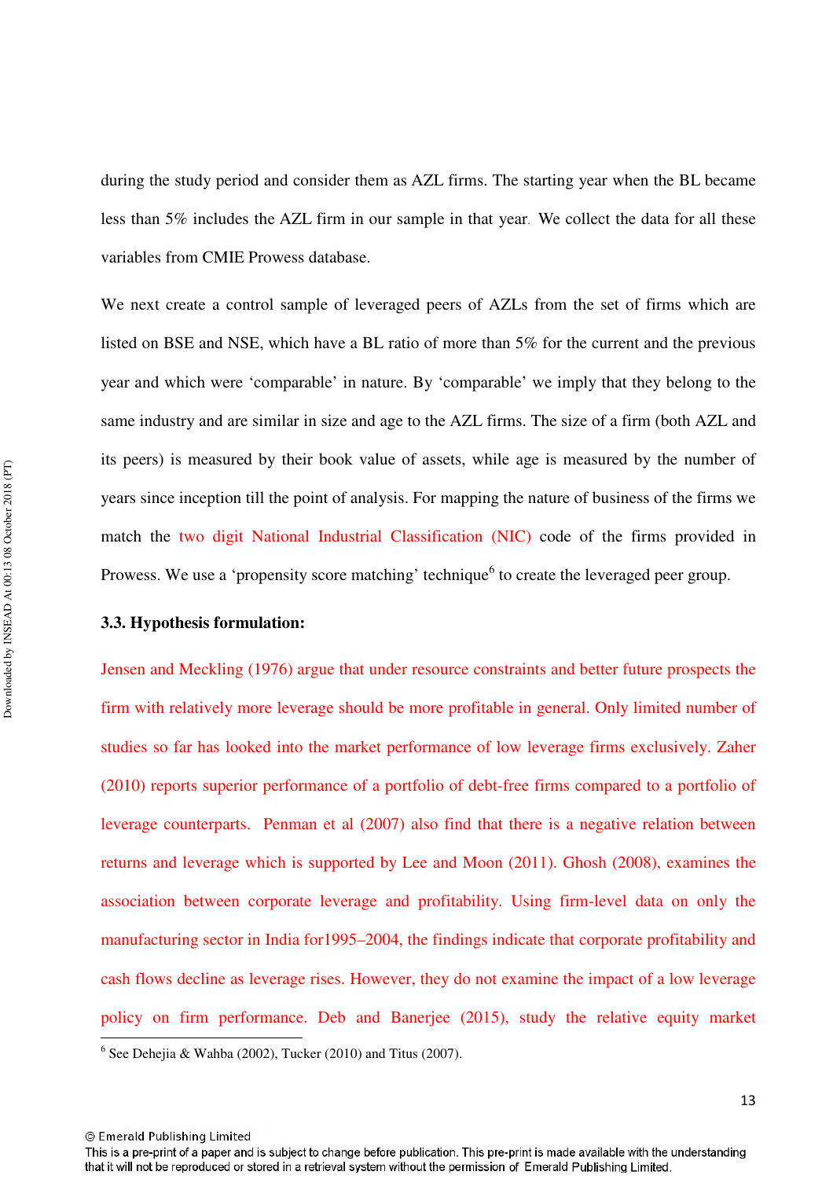during the study period and consider them as AZL firms. The starting year when the BL became less than 5% includes the AZL firm in our sample in that year. We collect the data for all these variables from CMIE Prowess database.

We next create a control sample of leveraged peers of AZLs from the set of firms which are listed on BSE and NSE, which have a BL ratio of more than 5% for the current and the previous year and which were 'comparable' in nature. By 'comparable' we imply that they belong to the same industry and are similar in size and age to the AZL firms. The size of a firm (both AZL and its peers) is measured by their book value of assets, while age is measured by the number of years since inception till the point of analysis. For mapping the nature of business of the firms we match the two digit National Industrial Classification (NIC) code of the firms provided in Prowess. We use a 'propensity score matching' technique[6] to create the leveraged peer group.

### 3.3. Hypothesis formulation:

Jensen and Meckling (1976) argue that under resource constraints and better future prospects the firm with relatively more leverage should be more profitable in general. Only limited number of studies so far has looked into the market performance of low leverage firms exclusively. Zaher (2010) reports superior performance of a portfolio of debt-free firms compared to a portfolio of leverage counterparts. Penman et al (2007) also find that there is a negative relation between returns and leverage which is supported by Lee and Moon (2011). Ghosh (2008), examines the association between corporate leverage and profitability. Using firm-level data on only the manufacturing sector in India for1995–2004, the findings indicate that corporate profitability and cash flows decline as leverage rises. However, they do not examine the impact of a low leverage policy on firm performance. Deb and Banerjee (2015), study the relative equity market

---

[6] See Dehejia & Wahba (2002), Tucker (2010) and Titus (2007).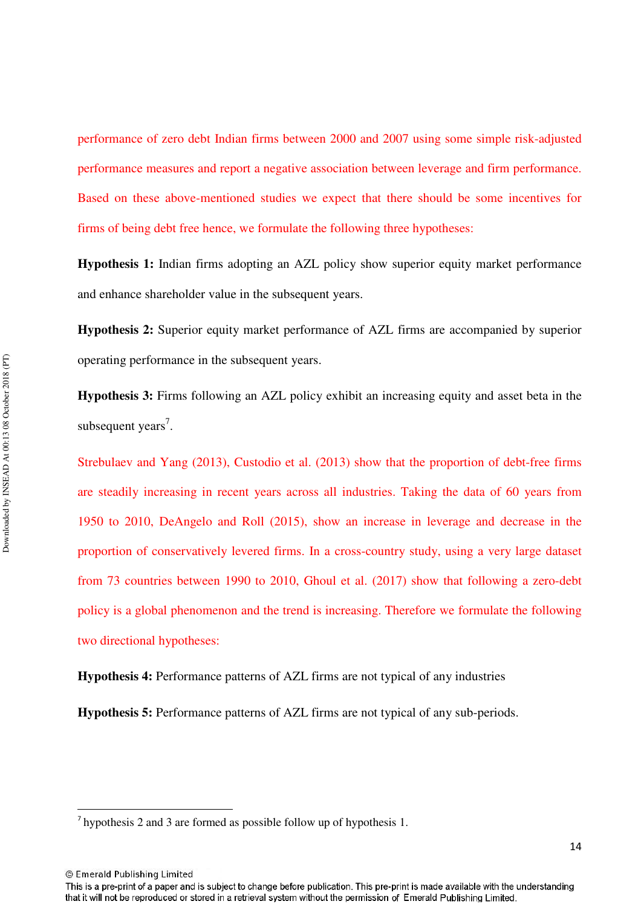performance of zero debt Indian firms between 2000 and 2007 using some simple risk-adjusted performance measures and report a negative association between leverage and firm performance. Based on these above-mentioned studies we expect that there should be some incentives for firms of being debt free hence, we formulate the following three hypotheses:

**Hypothesis 1:** Indian firms adopting an AZL policy show superior equity market performance and enhance shareholder value in the subsequent years.

**Hypothesis 2:** Superior equity market performance of AZL firms are accompanied by superior operating performance in the subsequent years.

**Hypothesis 3:** Firms following an AZL policy exhibit an increasing equity and asset beta in the subsequent years[7].

Strebulaev and Yang (2013), Custodio et al. (2013) show that the proportion of debt-free firms are steadily increasing in recent years across all industries. Taking the data of 60 years from 1950 to 2010, DeAngelo and Roll (2015), show an increase in leverage and decrease in the proportion of conservatively levered firms. In a cross-country study, using a very large dataset from 73 countries between 1990 to 2010, Ghoul et al. (2017) show that following a zero-debt policy is a global phenomenon and the trend is increasing. Therefore we formulate the following two directional hypotheses:

**Hypothesis 4:** Performance patterns of AZL firms are not typical of any industries

**Hypothesis 5:** Performance patterns of AZL firms are not typical of any sub-periods.

---

[7] hypothesis 2 and 3 are formed as possible follow up of hypothesis 1.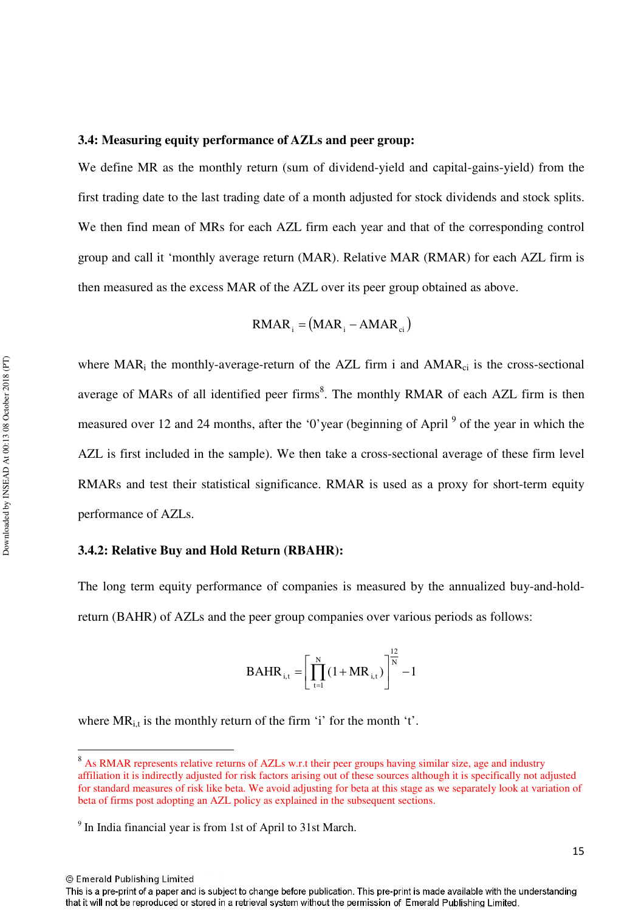### 3.4: Measuring equity performance of AZLs and peer group:

We define MR as the monthly return (sum of dividend-yield and capital-gains-yield) from the first trading date to the last trading date of a month adjusted for stock dividends and stock splits. We then find mean of MRs for each AZL firm each year and that of the corresponding control group and call it 'monthly average return (MAR). Relative MAR (RMAR) for each AZL firm is then measured as the excess MAR of the AZL over its peer group obtained as above.

$$\text{RMAR}_i = \left(\text{MAR}_i - \text{AMAR}_{ci}\right)$$

where $\text{MAR}_i$ the monthly-average-return of the AZL firm i and $\text{AMAR}_{ci}$ is the cross-sectional average of MARs of all identified peer firms[8]. The monthly RMAR of each AZL firm is then measured over 12 and 24 months, after the '0'year (beginning of April [9] of the year in which the AZL is first included in the sample). We then take a cross-sectional average of these firm level RMARs and test their statistical significance. RMAR is used as a proxy for short-term equity performance of AZLs.

### 3.4.2: Relative Buy and Hold Return (RBAHR):

The long term equity performance of companies is measured by the annualized buy-and-hold-return (BAHR) of AZLs and the peer group companies over various periods as follows:

$$\text{BAHR}_{i,t} = \left[\prod_{t=1}^{N}(1 + \text{MR}_{i,t})\right]^{\frac{12}{N}} - 1$$

where $\text{MR}_{i,t}$ is the monthly return of the firm 'i' for the month 't'.

---

[8] As RMAR represents relative returns of AZLs w.r.t their peer groups having similar size, age and industry affiliation it is indirectly adjusted for risk factors arising out of these sources although it is specifically not adjusted for standard measures of risk like beta. We avoid adjusting for beta at this stage as we separately look at variation of beta of firms post adopting an AZL policy as explained in the subsequent sections.

[9] In India financial year is from 1st of April to 31st March.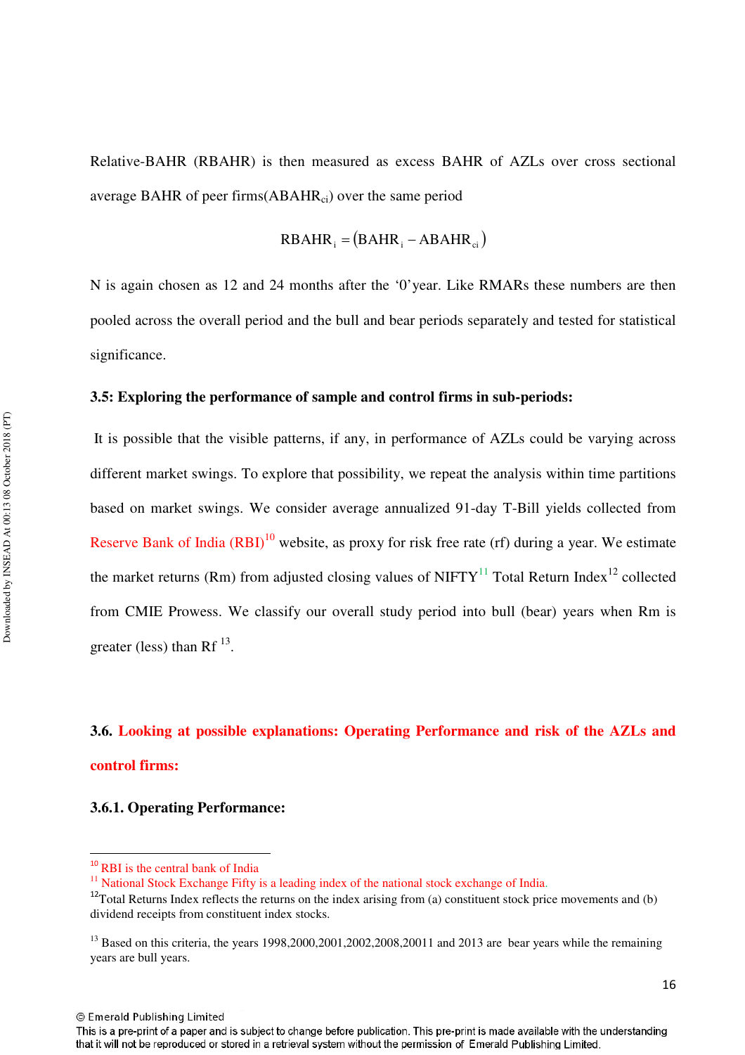Relative-BAHR (RBAHR) is then measured as excess BAHR of AZLs over cross sectional average BAHR of peer firms($ABAHR_{ci}$) over the same period

$$RBAHR_i = (BAHR_i - ABAHR_{ci})$$

N is again chosen as 12 and 24 months after the '0'year. Like RMARs these numbers are then pooled across the overall period and the bull and bear periods separately and tested for statistical significance.

### 3.5: Exploring the performance of sample and control firms in sub-periods:

It is possible that the visible patterns, if any, in performance of AZLs could be varying across different market swings. To explore that possibility, we repeat the analysis within time partitions based on market swings. We consider average annualized 91-day T-Bill yields collected from Reserve Bank of India (RBI)[10] website, as proxy for risk free rate (rf) during a year. We estimate the market returns (Rm) from adjusted closing values of NIFTY[11] Total Return Index[12] collected from CMIE Prowess. We classify our overall study period into bull (bear) years when Rm is greater (less) than Rf [13].

### 3.6. Looking at possible explanations: Operating Performance and risk of the AZLs and control firms:

#### 3.6.1. Operating Performance:

---

[10] RBI is the central bank of India

[11] National Stock Exchange Fifty is a leading index of the national stock exchange of India.

[12] Total Returns Index reflects the returns on the index arising from (a) constituent stock price movements and (b) dividend receipts from constituent index stocks.

[13] Based on this criteria, the years 1998,2000,2001,2002,2008,20011 and 2013 are bear years while the remaining years are bull years.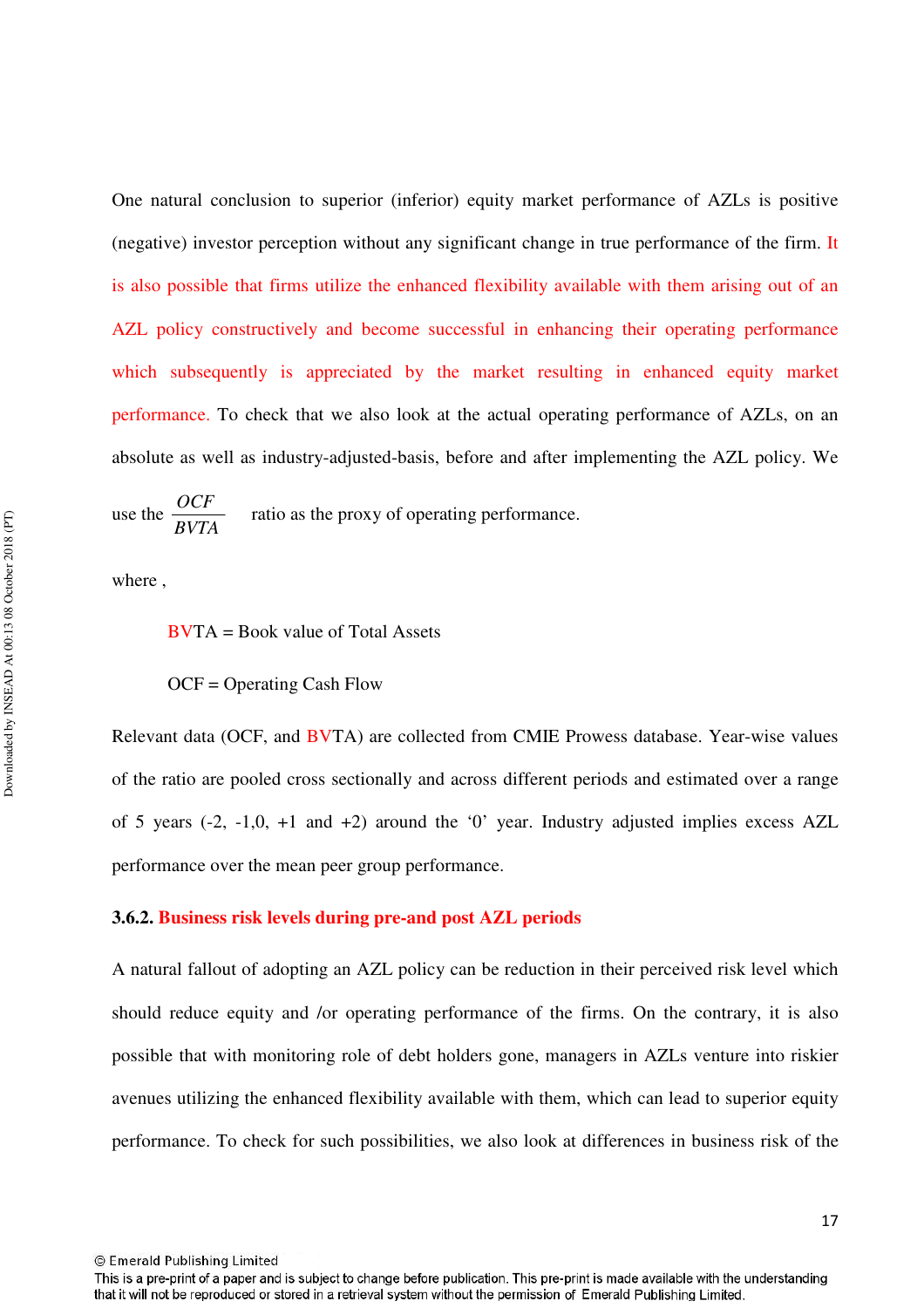One natural conclusion to superior (inferior) equity market performance of AZLs is positive (negative) investor perception without any significant change in true performance of the firm. It is also possible that firms utilize the enhanced flexibility available with them arising out of an AZL policy constructively and become successful in enhancing their operating performance which subsequently is appreciated by the market resulting in enhanced equity market performance. To check that we also look at the actual operating performance of AZLs, on an absolute as well as industry-adjusted-basis, before and after implementing the AZL policy. We use the $\frac{OCF}{BVTA}$ ratio as the proxy of operating performance.

where ,

BVTA = Book value of Total Assets

OCF = Operating Cash Flow

Relevant data (OCF, and BVTA) are collected from CMIE Prowess database. Year-wise values of the ratio are pooled cross sectionally and across different periods and estimated over a range of 5 years (-2, -1,0, +1 and +2) around the '0' year. Industry adjusted implies excess AZL performance over the mean peer group performance.

### 3.6.2. Business risk levels during pre-and post AZL periods

A natural fallout of adopting an AZL policy can be reduction in their perceived risk level which should reduce equity and /or operating performance of the firms. On the contrary, it is also possible that with monitoring role of debt holders gone, managers in AZLs venture into riskier avenues utilizing the enhanced flexibility available with them, which can lead to superior equity performance. To check for such possibilities, we also look at differences in business risk of the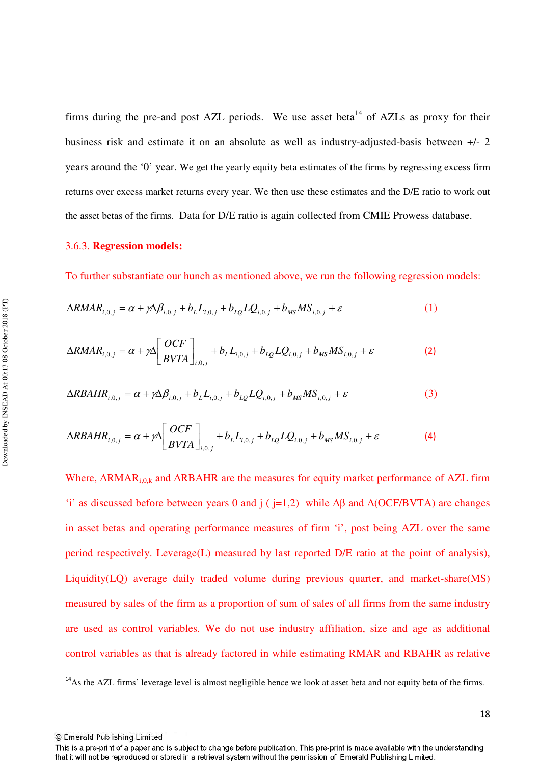firms during the pre-and post AZL periods. We use asset beta[14] of AZLs as proxy for their business risk and estimate it on an absolute as well as industry-adjusted-basis between +/- 2 years around the '0' year. We get the yearly equity beta estimates of the firms by regressing excess firm returns over excess market returns every year. We then use these estimates and the D/E ratio to work out the asset betas of the firms. Data for D/E ratio is again collected from CMIE Prowess database.

### 3.6.3. **Regression models:**

To further substantiate our hunch as mentioned above, we run the following regression models:

$$\Delta RMAR_{i,0,j} = \alpha + \gamma \Delta \beta_{i,0,j} + b_L L_{i,0,j} + b_{LQ} LQ_{i,0,j} + b_{MS} MS_{i,0,j} + \varepsilon \qquad (1)$$

$$\Delta RMAR_{i,0,j} = \alpha + \gamma \Delta \left[ \frac{OCF}{BVTA} \right]_{i,0,j} + b_L L_{i,0,j} + b_{LQ} LQ_{i,0,j} + b_{MS} MS_{i,0,j} + \varepsilon \qquad (2)$$

$$\Delta RBAHR_{i,0,j} = \alpha + \gamma \Delta \beta_{i,0,j} + b_L L_{i,0,j} + b_{LQ} LQ_{i,0,j} + b_{MS} MS_{i,0,j} + \varepsilon \qquad (3)$$

$$\Delta RBAHR_{i,0,j} = \alpha + \gamma \Delta \left[ \frac{OCF}{BVTA} \right]_{i,0,j} + b_L L_{i,0,j} + b_{LQ} LQ_{i,0,j} + b_{MS} MS_{i,0,j} + \varepsilon \qquad (4)$$

Where, $\Delta RMAR_{i,0,k}$ and $\Delta RBAHR$ are the measures for equity market performance of AZL firm 'i' as discussed before between years 0 and j ( j=1,2) while $\Delta\beta$ and $\Delta(OCF/BVTA)$ are changes in asset betas and operating performance measures of firm 'i', post being AZL over the same period respectively. Leverage(L) measured by last reported D/E ratio at the point of analysis), Liquidity(LQ) average daily traded volume during previous quarter, and market-share(MS) measured by sales of the firm as a proportion of sum of sales of all firms from the same industry are used as control variables. We do not use industry affiliation, size and age as additional control variables as that is already factored in while estimating RMAR and RBAHR as relative

[14] As the AZL firms' leverage level is almost negligible hence we look at asset beta and not equity beta of the firms.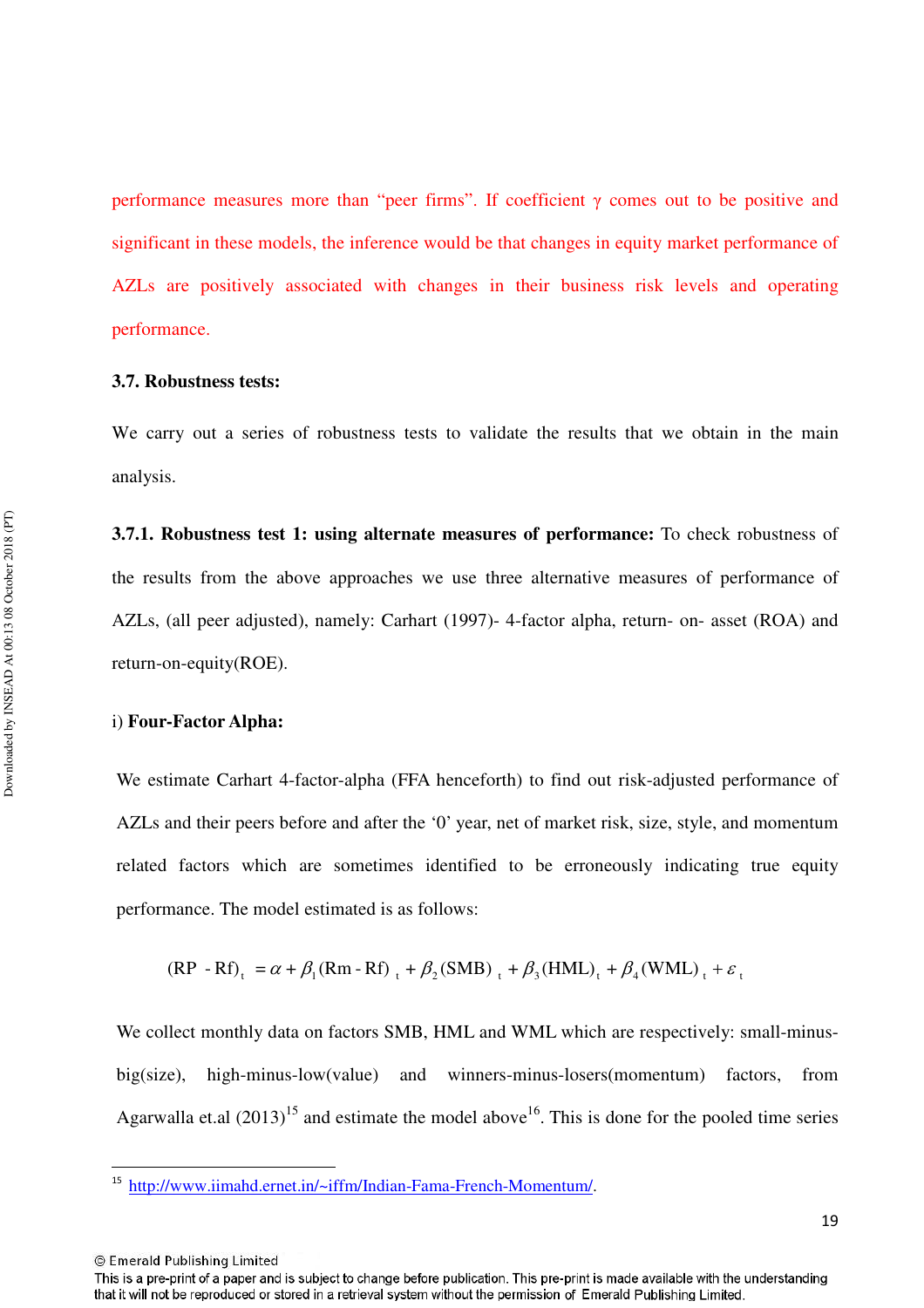performance measures more than "peer firms". If coefficient $\gamma$ comes out to be positive and significant in these models, the inference would be that changes in equity market performance of AZLs are positively associated with changes in their business risk levels and operating performance.

### 3.7. Robustness tests:

We carry out a series of robustness tests to validate the results that we obtain in the main analysis.

**3.7.1. Robustness test 1: using alternate measures of performance:** To check robustness of the results from the above approaches we use three alternative measures of performance of AZLs, (all peer adjusted), namely: Carhart (1997)- 4-factor alpha, return- on- asset (ROA) and return-on-equity(ROE).

i) **Four-Factor Alpha:**

We estimate Carhart 4-factor-alpha (FFA henceforth) to find out risk-adjusted performance of AZLs and their peers before and after the '0' year, net of market risk, size, style, and momentum related factors which are sometimes identified to be erroneously indicating true equity performance. The model estimated is as follows:

$$(\text{RP} - \text{Rf})_t = \alpha + \beta_1(\text{Rm} - \text{Rf})_t + \beta_2(\text{SMB})_t + \beta_3(\text{HML})_t + \beta_4(\text{WML})_t + \varepsilon_t$$

We collect monthly data on factors SMB, HML and WML which are respectively: small-minus-big(size), high-minus-low(value) and winners-minus-losers(momentum) factors, from Agarwalla et.al (2013)[15] and estimate the model above[16]. This is done for the pooled time series

[15] http://www.iimahd.ernet.in/~iffm/Indian-Fama-French-Momentum/.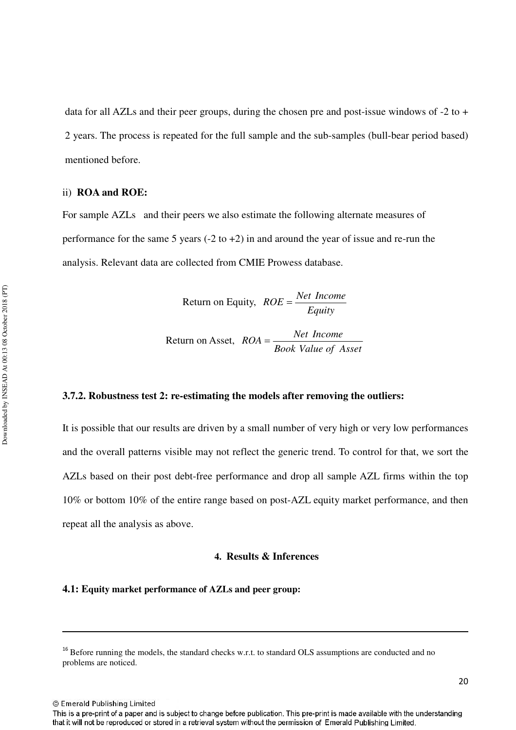data for all AZLs and their peer groups, during the chosen pre and post-issue windows of -2 to + 2 years. The process is repeated for the full sample and the sub-samples (bull-bear period based) mentioned before.

ii) **ROA and ROE:**

For sample AZLs and their peers we also estimate the following alternate measures of performance for the same 5 years (-2 to +2) in and around the year of issue and re-run the analysis. Relevant data are collected from CMIE Prowess database.

$$\text{Return on Equity,} \quad ROE = \frac{Net\ Income}{Equity}$$

$$\text{Return on Asset,} \quad ROA = \frac{Net\ Income}{Book\ Value\ of\ Asset}$$

### 3.7.2. Robustness test 2: re-estimating the models after removing the outliers:

It is possible that our results are driven by a small number of very high or very low performances and the overall patterns visible may not reflect the generic trend. To control for that, we sort the AZLs based on their post debt-free performance and drop all sample AZL firms within the top 10% or bottom 10% of the entire range based on post-AZL equity market performance, and then repeat all the analysis as above.

## 4. Results & Inferences

### 4.1: Equity market performance of AZLs and peer group:

---

[16] Before running the models, the standard checks w.r.t. to standard OLS assumptions are conducted and no problems are noticed.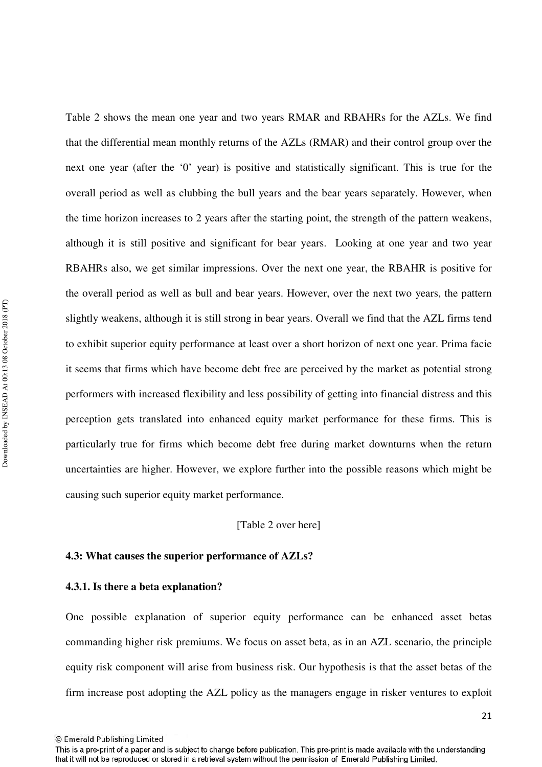Table 2 shows the mean one year and two years RMAR and RBAHRs for the AZLs. We find that the differential mean monthly returns of the AZLs (RMAR) and their control group over the next one year (after the '0' year) is positive and statistically significant. This is true for the overall period as well as clubbing the bull years and the bear years separately. However, when the time horizon increases to 2 years after the starting point, the strength of the pattern weakens, although it is still positive and significant for bear years. Looking at one year and two year RBAHRs also, we get similar impressions. Over the next one year, the RBAHR is positive for the overall period as well as bull and bear years. However, over the next two years, the pattern slightly weakens, although it is still strong in bear years. Overall we find that the AZL firms tend to exhibit superior equity performance at least over a short horizon of next one year. Prima facie it seems that firms which have become debt free are perceived by the market as potential strong performers with increased flexibility and less possibility of getting into financial distress and this perception gets translated into enhanced equity market performance for these firms. This is particularly true for firms which become debt free during market downturns when the return uncertainties are higher. However, we explore further into the possible reasons which might be causing such superior equity market performance.

[Table 2 over here]

### 4.3: What causes the superior performance of AZLs?

#### 4.3.1. Is there a beta explanation?

One possible explanation of superior equity performance can be enhanced asset betas commanding higher risk premiums. We focus on asset beta, as in an AZL scenario, the principle equity risk component will arise from business risk. Our hypothesis is that the asset betas of the firm increase post adopting the AZL policy as the managers engage in risker ventures to exploit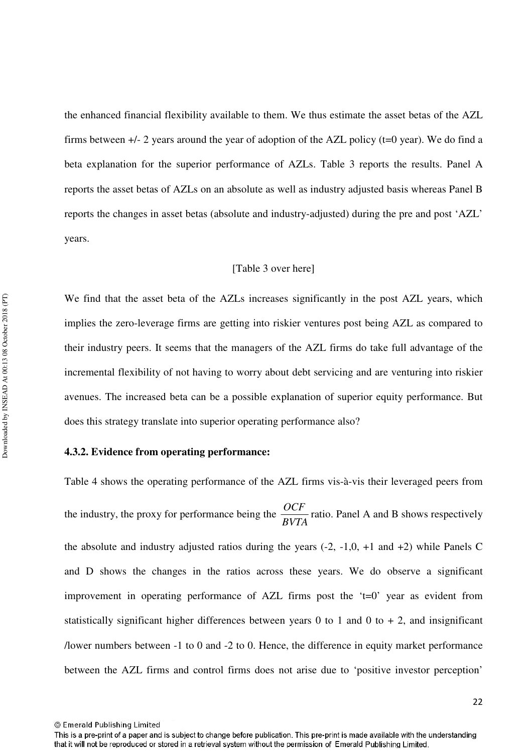the enhanced financial flexibility available to them. We thus estimate the asset betas of the AZL firms between +/- 2 years around the year of adoption of the AZL policy (t=0 year). We do find a beta explanation for the superior performance of AZLs. Table 3 reports the results. Panel A reports the asset betas of AZLs on an absolute as well as industry adjusted basis whereas Panel B reports the changes in asset betas (absolute and industry-adjusted) during the pre and post 'AZL' years.

[Table 3 over here]

We find that the asset beta of the AZLs increases significantly in the post AZL years, which implies the zero-leverage firms are getting into riskier ventures post being AZL as compared to their industry peers. It seems that the managers of the AZL firms do take full advantage of the incremental flexibility of not having to worry about debt servicing and are venturing into riskier avenues. The increased beta can be a possible explanation of superior equity performance. But does this strategy translate into superior operating performance also?

### 4.3.2. Evidence from operating performance:

Table 4 shows the operating performance of the AZL firms vis-à-vis their leveraged peers from the industry, the proxy for performance being the $\frac{OCF}{BVTA}$ ratio. Panel A and B shows respectively the absolute and industry adjusted ratios during the years (-2, -1,0, +1 and +2) while Panels C and D shows the changes in the ratios across these years. We do observe a significant improvement in operating performance of AZL firms post the 't=0' year as evident from statistically significant higher differences between years 0 to 1 and 0 to + 2, and insignificant /lower numbers between -1 to 0 and -2 to 0. Hence, the difference in equity market performance between the AZL firms and control firms does not arise due to 'positive investor perception'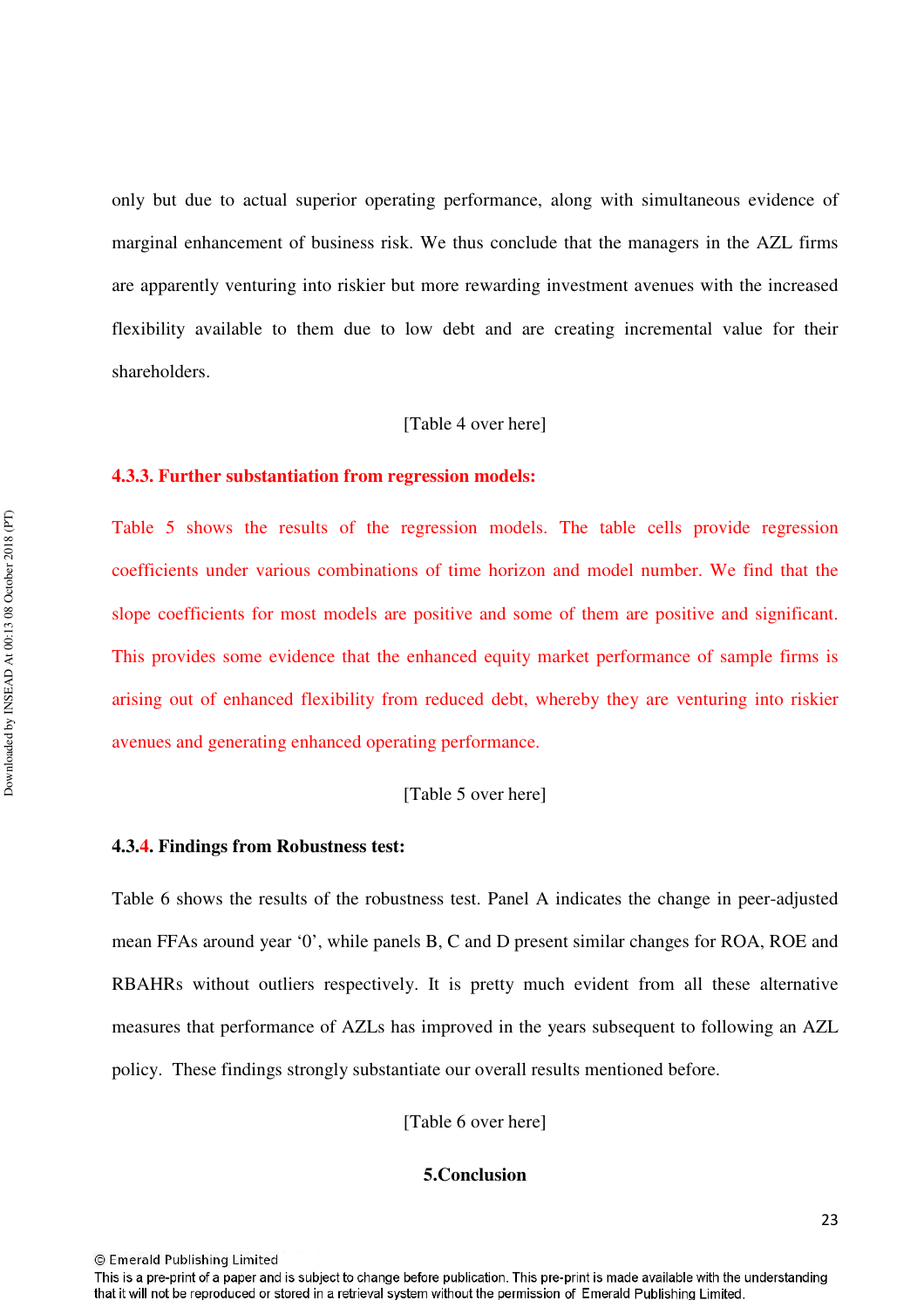only but due to actual superior operating performance, along with simultaneous evidence of marginal enhancement of business risk. We thus conclude that the managers in the AZL firms are apparently venturing into riskier but more rewarding investment avenues with the increased flexibility available to them due to low debt and are creating incremental value for their shareholders.

[Table 4 over here]

#### 4.3.3. Further substantiation from regression models:

Table 5 shows the results of the regression models. The table cells provide regression coefficients under various combinations of time horizon and model number. We find that the slope coefficients for most models are positive and some of them are positive and significant. This provides some evidence that the enhanced equity market performance of sample firms is arising out of enhanced flexibility from reduced debt, whereby they are venturing into riskier avenues and generating enhanced operating performance.

[Table 5 over here]

#### 4.3.4. Findings from Robustness test:

Table 6 shows the results of the robustness test. Panel A indicates the change in peer-adjusted mean FFAs around year '0', while panels B, C and D present similar changes for ROA, ROE and RBAHRs without outliers respectively. It is pretty much evident from all these alternative measures that performance of AZLs has improved in the years subsequent to following an AZL policy. These findings strongly substantiate our overall results mentioned before.

[Table 6 over here]

## 5.Conclusion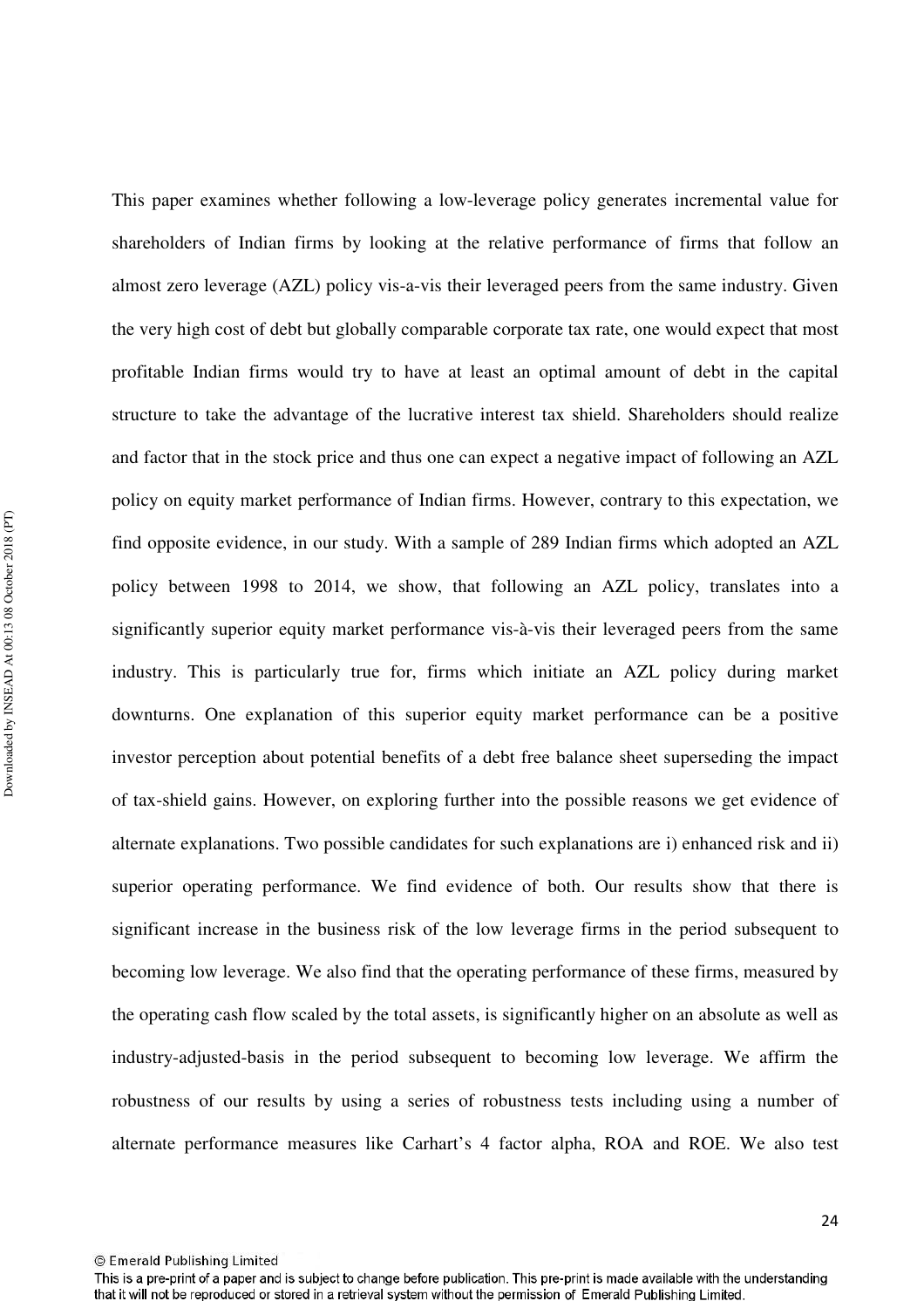This paper examines whether following a low-leverage policy generates incremental value for shareholders of Indian firms by looking at the relative performance of firms that follow an almost zero leverage (AZL) policy vis-a-vis their leveraged peers from the same industry. Given the very high cost of debt but globally comparable corporate tax rate, one would expect that most profitable Indian firms would try to have at least an optimal amount of debt in the capital structure to take the advantage of the lucrative interest tax shield. Shareholders should realize and factor that in the stock price and thus one can expect a negative impact of following an AZL policy on equity market performance of Indian firms. However, contrary to this expectation, we find opposite evidence, in our study. With a sample of 289 Indian firms which adopted an AZL policy between 1998 to 2014, we show, that following an AZL policy, translates into a significantly superior equity market performance vis-à-vis their leveraged peers from the same industry. This is particularly true for, firms which initiate an AZL policy during market downturns. One explanation of this superior equity market performance can be a positive investor perception about potential benefits of a debt free balance sheet superseding the impact of tax-shield gains. However, on exploring further into the possible reasons we get evidence of alternate explanations. Two possible candidates for such explanations are i) enhanced risk and ii) superior operating performance. We find evidence of both. Our results show that there is significant increase in the business risk of the low leverage firms in the period subsequent to becoming low leverage. We also find that the operating performance of these firms, measured by the operating cash flow scaled by the total assets, is significantly higher on an absolute as well as industry-adjusted-basis in the period subsequent to becoming low leverage. We affirm the robustness of our results by using a series of robustness tests including using a number of alternate performance measures like Carhart's 4 factor alpha, ROA and ROE. We also test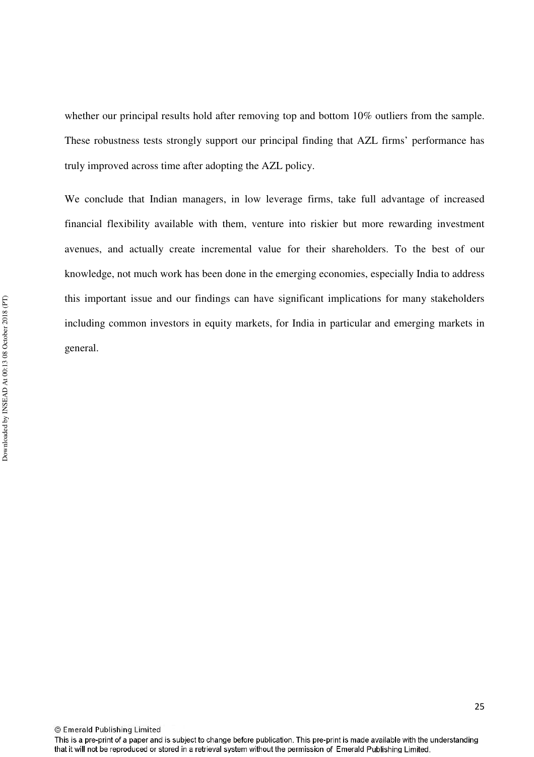whether our principal results hold after removing top and bottom 10% outliers from the sample. These robustness tests strongly support our principal finding that AZL firms' performance has truly improved across time after adopting the AZL policy.

We conclude that Indian managers, in low leverage firms, take full advantage of increased financial flexibility available with them, venture into riskier but more rewarding investment avenues, and actually create incremental value for their shareholders. To the best of our knowledge, not much work has been done in the emerging economies, especially India to address this important issue and our findings can have significant implications for many stakeholders including common investors in equity markets, for India in particular and emerging markets in general.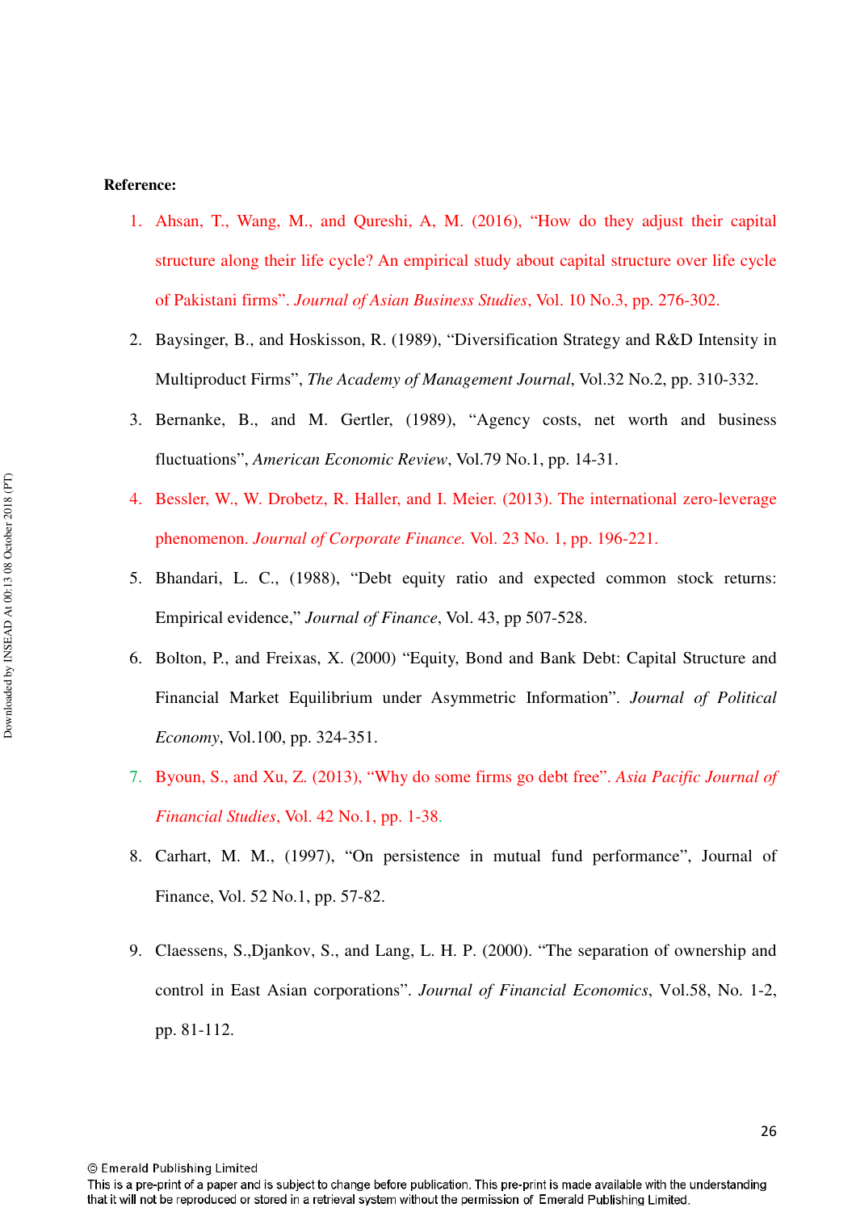**Reference:**

1. Ahsan, T., Wang, M., and Qureshi, A, M. (2016), "How do they adjust their capital structure along their life cycle? An empirical study about capital structure over life cycle of Pakistani firms". *Journal of Asian Business Studies*, Vol. 10 No.3, pp. 276-302.
2. Baysinger, B., and Hoskisson, R. (1989), "Diversification Strategy and R&D Intensity in Multiproduct Firms", *The Academy of Management Journal*, Vol.32 No.2, pp. 310-332.
3. Bernanke, B., and M. Gertler, (1989), "Agency costs, net worth and business fluctuations", *American Economic Review*, Vol.79 No.1, pp. 14-31.
4. Bessler, W., W. Drobetz, R. Haller, and I. Meier. (2013). The international zero-leverage phenomenon. *Journal of Corporate Finance.* Vol. 23 No. 1, pp. 196-221.
5. Bhandari, L. C., (1988), "Debt equity ratio and expected common stock returns: Empirical evidence," *Journal of Finance*, Vol. 43, pp 507-528.
6. Bolton, P., and Freixas, X. (2000) "Equity, Bond and Bank Debt: Capital Structure and Financial Market Equilibrium under Asymmetric Information". *Journal of Political Economy*, Vol.100, pp. 324-351.
7. Byoun, S., and Xu, Z. (2013), "Why do some firms go debt free". *Asia Pacific Journal of Financial Studies*, Vol. 42 No.1, pp. 1-38.
8. Carhart, M. M., (1997), "On persistence in mutual fund performance", Journal of Finance, Vol. 52 No.1, pp. 57-82.
9. Claessens, S.,Djankov, S., and Lang, L. H. P. (2000). "The separation of ownership and control in East Asian corporations". *Journal of Financial Economics*, Vol.58, No. 1-2, pp. 81-112.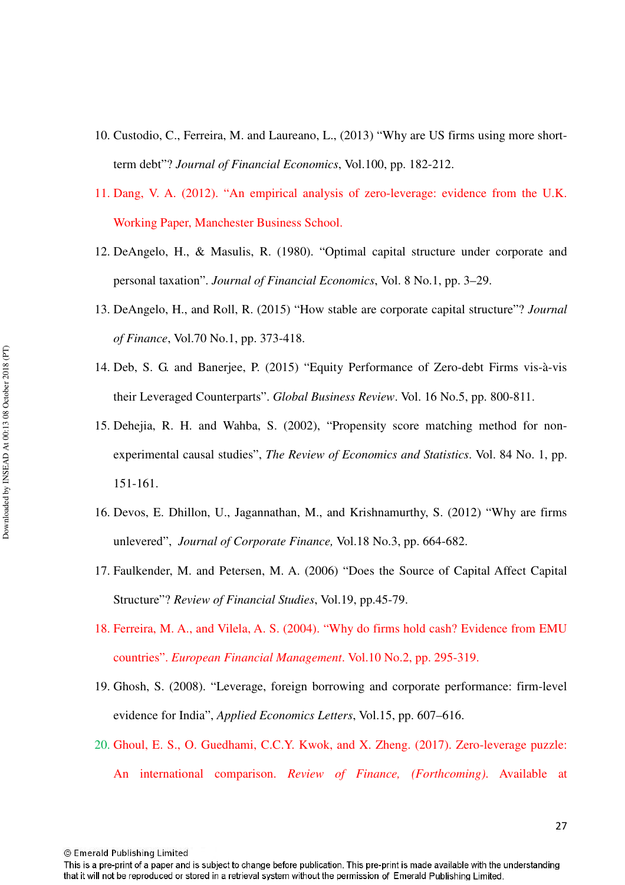10. Custodio, C., Ferreira, M. and Laureano, L., (2013) "Why are US firms using more short-term debt"? *Journal of Financial Economics*, Vol.100, pp. 182-212.
11. Dang, V. A. (2012). "An empirical analysis of zero-leverage: evidence from the U.K. Working Paper, Manchester Business School.
12. DeAngelo, H., & Masulis, R. (1980). "Optimal capital structure under corporate and personal taxation". *Journal of Financial Economics*, Vol. 8 No.1, pp. 3–29.
13. DeAngelo, H., and Roll, R. (2015) "How stable are corporate capital structure"? *Journal of Finance*, Vol.70 No.1, pp. 373-418.
14. Deb, S. G. and Banerjee, P. (2015) "Equity Performance of Zero-debt Firms vis-à-vis their Leveraged Counterparts". *Global Business Review*. Vol. 16 No.5, pp. 800-811.
15. Dehejia, R. H. and Wahba, S. (2002), "Propensity score matching method for non-experimental causal studies", *The Review of Economics and Statistics*. Vol. 84 No. 1, pp. 151-161.
16. Devos, E. Dhillon, U., Jagannathan, M., and Krishnamurthy, S. (2012) "Why are firms unlevered", *Journal of Corporate Finance,* Vol.18 No.3, pp. 664-682.
17. Faulkender, M. and Petersen, M. A. (2006) "Does the Source of Capital Affect Capital Structure"? *Review of Financial Studies*, Vol.19, pp.45-79.
18. Ferreira, M. A., and Vilela, A. S. (2004). "Why do firms hold cash? Evidence from EMU countries". *European Financial Management*. Vol.10 No.2, pp. 295-319.
19. Ghosh, S. (2008). "Leverage, foreign borrowing and corporate performance: firm-level evidence for India", *Applied Economics Letters*, Vol.15, pp. 607–616.
20. Ghoul, E. S., O. Guedhami, C.C.Y. Kwok, and X. Zheng. (2017). Zero-leverage puzzle: An international comparison. *Review of Finance, (Forthcoming)*. Available at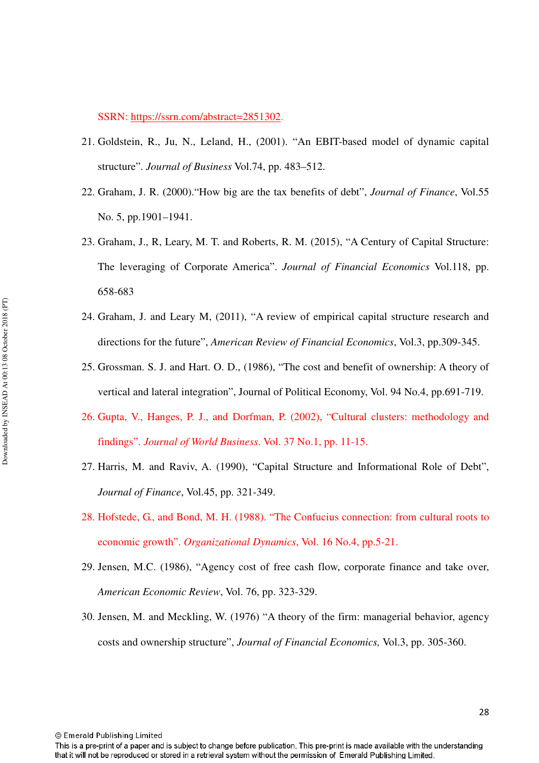SSRN: https://ssrn.com/abstract=2851302.

21. Goldstein, R., Ju, N., Leland, H., (2001). "An EBIT-based model of dynamic capital structure". *Journal of Business* Vol.74, pp. 483–512.

22. Graham, J. R. (2000)."How big are the tax benefits of debt", *Journal of Finance*, Vol.55 No. 5, pp.1901–1941.

23. Graham, J., R, Leary, M. T. and Roberts, R. M. (2015), "A Century of Capital Structure: The leveraging of Corporate America". *Journal of Financial Economics* Vol.118, pp. 658-683

24. Graham, J. and Leary M, (2011), "A review of empirical capital structure research and directions for the future", *American Review of Financial Economics*, Vol.3, pp.309-345.

25. Grossman. S. J. and Hart. O. D., (1986), "The cost and benefit of ownership: A theory of vertical and lateral integration", Journal of Political Economy, Vol. 94 No.4, pp.691-719.

26. Gupta, V., Hanges, P. J., and Dorfman, P. (2002), "Cultural clusters: methodology and findings". *Journal of World Business*. Vol. 37 No.1, pp. 11-15.

27. Harris, M. and Raviv, A. (1990), "Capital Structure and Informational Role of Debt", *Journal of Finance*, Vol.45, pp. 321-349.

28. Hofstede, G., and Bond, M. H. (1988). "The Confucius connection: from cultural roots to economic growth". *Organizational Dynamics*, Vol. 16 No.4, pp.5-21.

29. Jensen, M.C. (1986), "Agency cost of free cash flow, corporate finance and take over, *American Economic Review*, Vol. 76, pp. 323-329.

30. Jensen, M. and Meckling, W. (1976) "A theory of the firm: managerial behavior, agency costs and ownership structure", *Journal of Financial Economics,* Vol.3, pp. 305-360.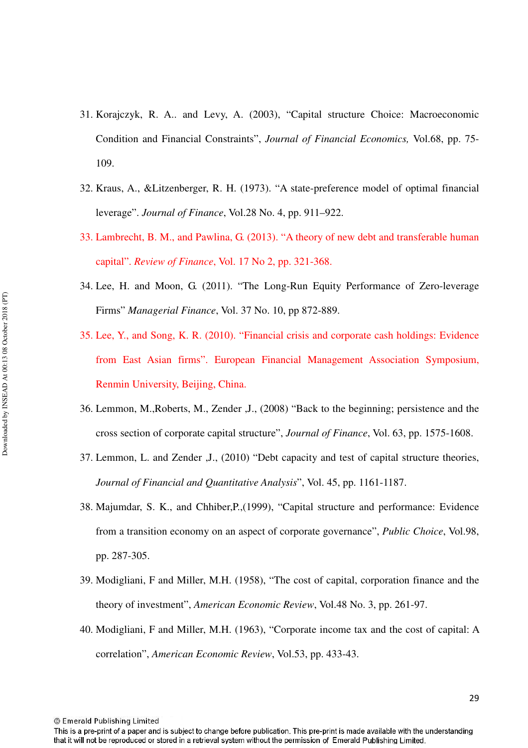31. Korajczyk, R. A.. and Levy, A. (2003), "Capital structure Choice: Macroeconomic Condition and Financial Constraints", *Journal of Financial Economics,* Vol.68, pp. 75-109.

32. Kraus, A., &Litzenberger, R. H. (1973). "A state-preference model of optimal financial leverage". *Journal of Finance*, Vol.28 No. 4, pp. 911–922.

33. Lambrecht, B. M., and Pawlina, G. (2013). "A theory of new debt and transferable human capital". *Review of Finance*, Vol. 17 No 2, pp. 321-368.

34. Lee, H. and Moon, G. (2011). "The Long-Run Equity Performance of Zero-leverage Firms" *Managerial Finance*, Vol. 37 No. 10, pp 872-889.

35. Lee, Y., and Song, K. R. (2010). "Financial crisis and corporate cash holdings: Evidence from East Asian firms". European Financial Management Association Symposium, Renmin University, Beijing, China.

36. Lemmon, M.,Roberts, M., Zender ,J., (2008) "Back to the beginning; persistence and the cross section of corporate capital structure", *Journal of Finance*, Vol. 63, pp. 1575-1608.

37. Lemmon, L. and Zender ,J., (2010) "Debt capacity and test of capital structure theories, *Journal of Financial and Quantitative Analysis*", Vol. 45, pp. 1161-1187.

38. Majumdar, S. K., and Chhiber,P.,(1999), "Capital structure and performance: Evidence from a transition economy on an aspect of corporate governance", *Public Choice*, Vol.98, pp. 287-305.

39. Modigliani, F and Miller, M.H. (1958), "The cost of capital, corporation finance and the theory of investment", *American Economic Review*, Vol.48 No. 3, pp. 261-97.

40. Modigliani, F and Miller, M.H. (1963), "Corporate income tax and the cost of capital: A correlation", *American Economic Review*, Vol.53, pp. 433-43.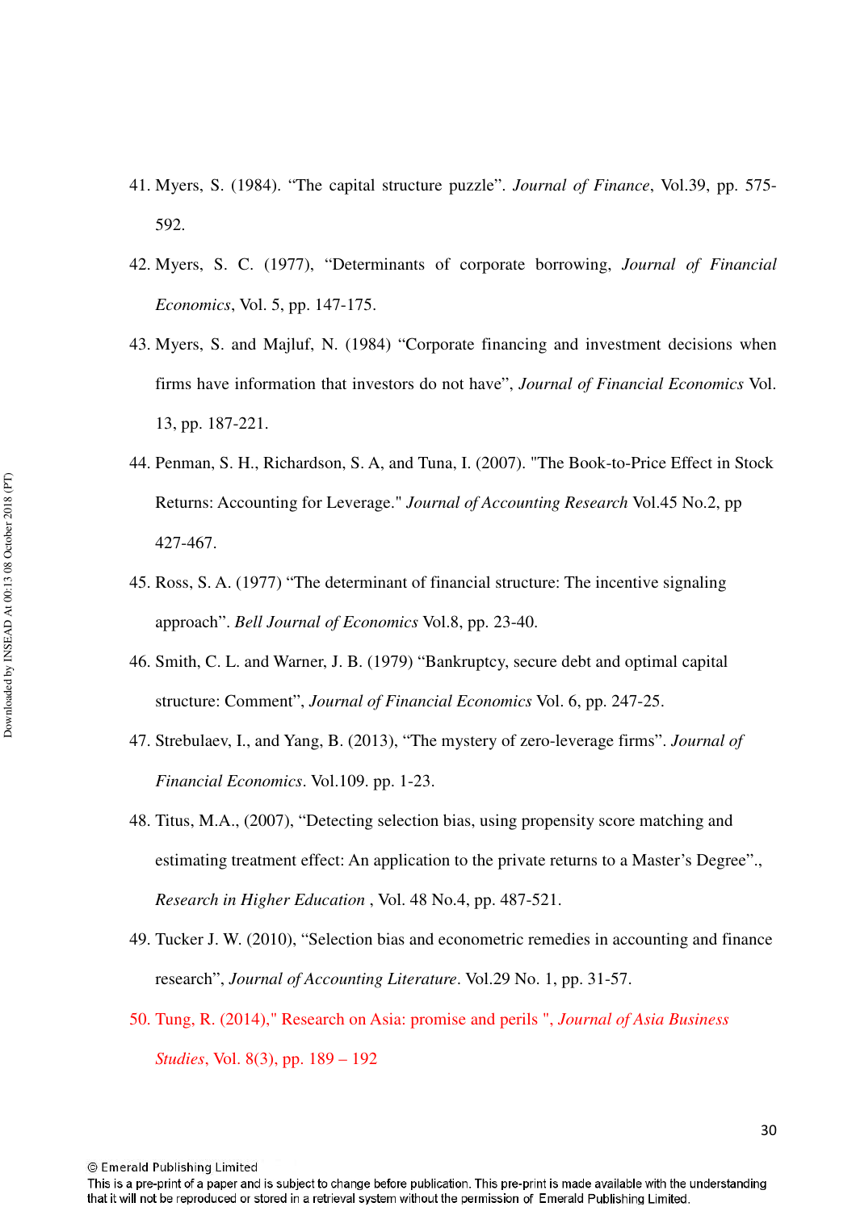41. Myers, S. (1984). “The capital structure puzzle”. *Journal of Finance*, Vol.39, pp. 575-592.

42. Myers, S. C. (1977), “Determinants of corporate borrowing, *Journal of Financial Economics*, Vol. 5, pp. 147-175.

43. Myers, S. and Majluf, N. (1984) “Corporate financing and investment decisions when firms have information that investors do not have”, *Journal of Financial Economics* Vol. 13, pp. 187-221.

44. Penman, S. H., Richardson, S. A, and Tuna, I. (2007). "The Book-to-Price Effect in Stock Returns: Accounting for Leverage." *Journal of Accounting Research* Vol.45 No.2, pp 427-467.

45. Ross, S. A. (1977) “The determinant of financial structure: The incentive signaling approach”. *Bell Journal of Economics* Vol.8, pp. 23-40.

46. Smith, C. L. and Warner, J. B. (1979) “Bankruptcy, secure debt and optimal capital structure: Comment”, *Journal of Financial Economics* Vol. 6, pp. 247-25.

47. Strebulaev, I., and Yang, B. (2013), “The mystery of zero-leverage firms”. *Journal of Financial Economics*. Vol.109. pp. 1-23.

48. Titus, M.A., (2007), “Detecting selection bias, using propensity score matching and estimating treatment effect: An application to the private returns to a Master’s Degree”., *Research in Higher Education* , Vol. 48 No.4, pp. 487-521.

49. Tucker J. W. (2010), “Selection bias and econometric remedies in accounting and finance research”, *Journal of Accounting Literature*. Vol.29 No. 1, pp. 31-57.

50. Tung, R. (2014)," Research on Asia: promise and perils ", *Journal of Asia Business Studies*, Vol. 8(3), pp. 189 – 192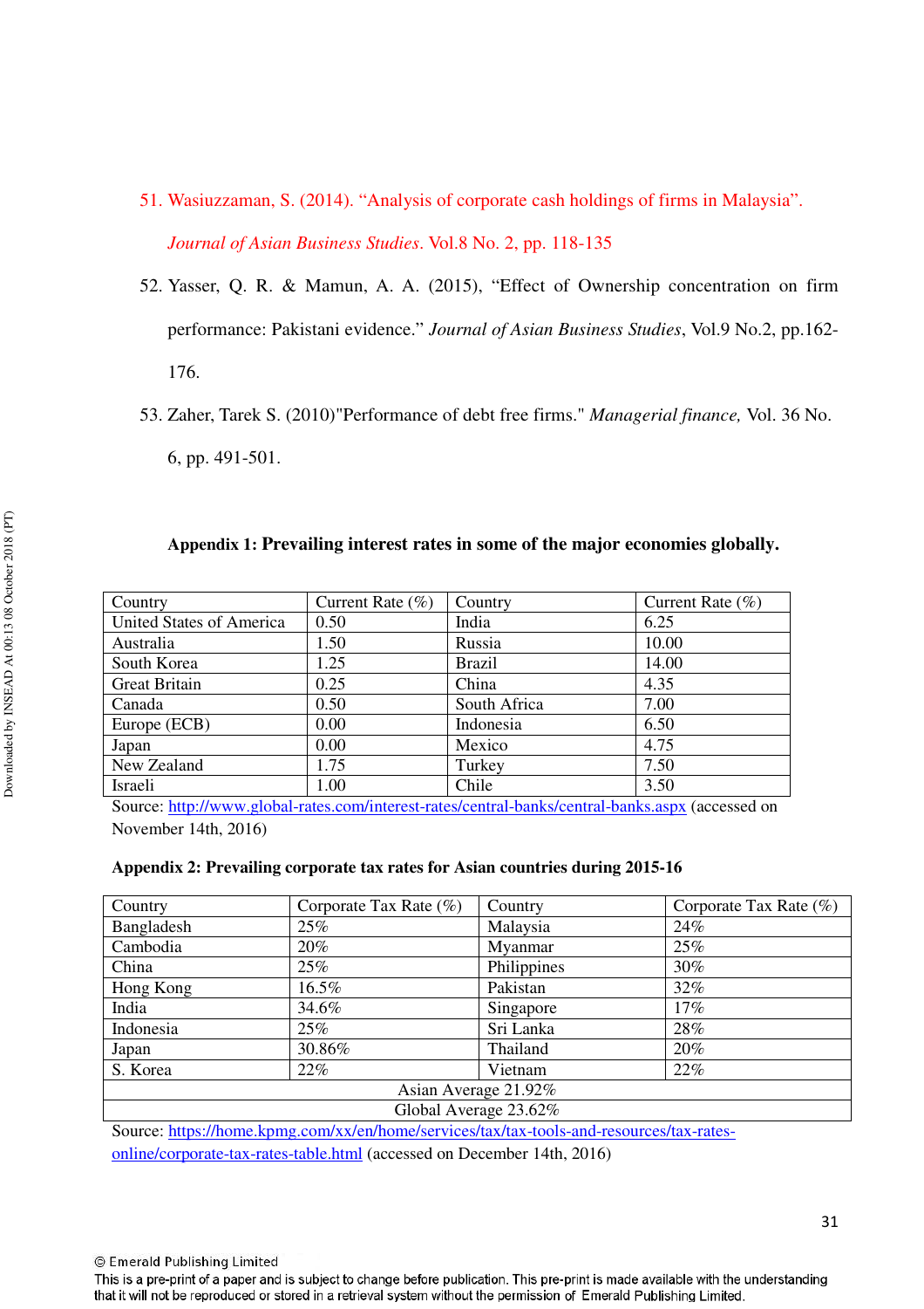51. Wasiuzzaman, S. (2014). "Analysis of corporate cash holdings of firms in Malaysia". *Journal of Asian Business Studies*. Vol.8 No. 2, pp. 118-135

52. Yasser, Q. R. & Mamun, A. A. (2015), "Effect of Ownership concentration on firm performance: Pakistani evidence." *Journal of Asian Business Studies*, Vol.9 No.2, pp.162-176.

53. Zaher, Tarek S. (2010)"Performance of debt free firms." *Managerial finance,* Vol. 36 No. 6, pp. 491-501.

**Appendix 1: Prevailing interest rates in some of the major economies globally.**

| Country | Current Rate (%) | Country | Current Rate (%) |
|---|---|---|---|
| United States of America | 0.50 | India | 6.25 |
| Australia | 1.50 | Russia | 10.00 |
| South Korea | 1.25 | Brazil | 14.00 |
| Great Britain | 0.25 | China | 4.35 |
| Canada | 0.50 | South Africa | 7.00 |
| Europe (ECB) | 0.00 | Indonesia | 6.50 |
| Japan | 0.00 | Mexico | 4.75 |
| New Zealand | 1.75 | Turkey | 7.50 |
| Israeli | 1.00 | Chile | 3.50 |

Source: http://www.global-rates.com/interest-rates/central-banks/central-banks.aspx (accessed on November 14th, 2016)

**Appendix 2: Prevailing corporate tax rates for Asian countries during 2015-16**

| Country | Corporate Tax Rate (%) | Country | Corporate Tax Rate (%) |
|---|---|---|---|
| Bangladesh | 25% | Malaysia | 24% |
| Cambodia | 20% | Myanmar | 25% |
| China | 25% | Philippines | 30% |
| Hong Kong | 16.5% | Pakistan | 32% |
| India | 34.6% | Singapore | 17% |
| Indonesia | 25% | Sri Lanka | 28% |
| Japan | 30.86% | Thailand | 20% |
| S. Korea | 22% | Vietnam | 22% |
| Asian Average 21.92% | | | |
| Global Average 23.62% | | | |

Source: https://home.kpmg.com/xx/en/home/services/tax/tax-tools-and-resources/tax-rates-online/corporate-tax-rates-table.html (accessed on December 14th, 2016)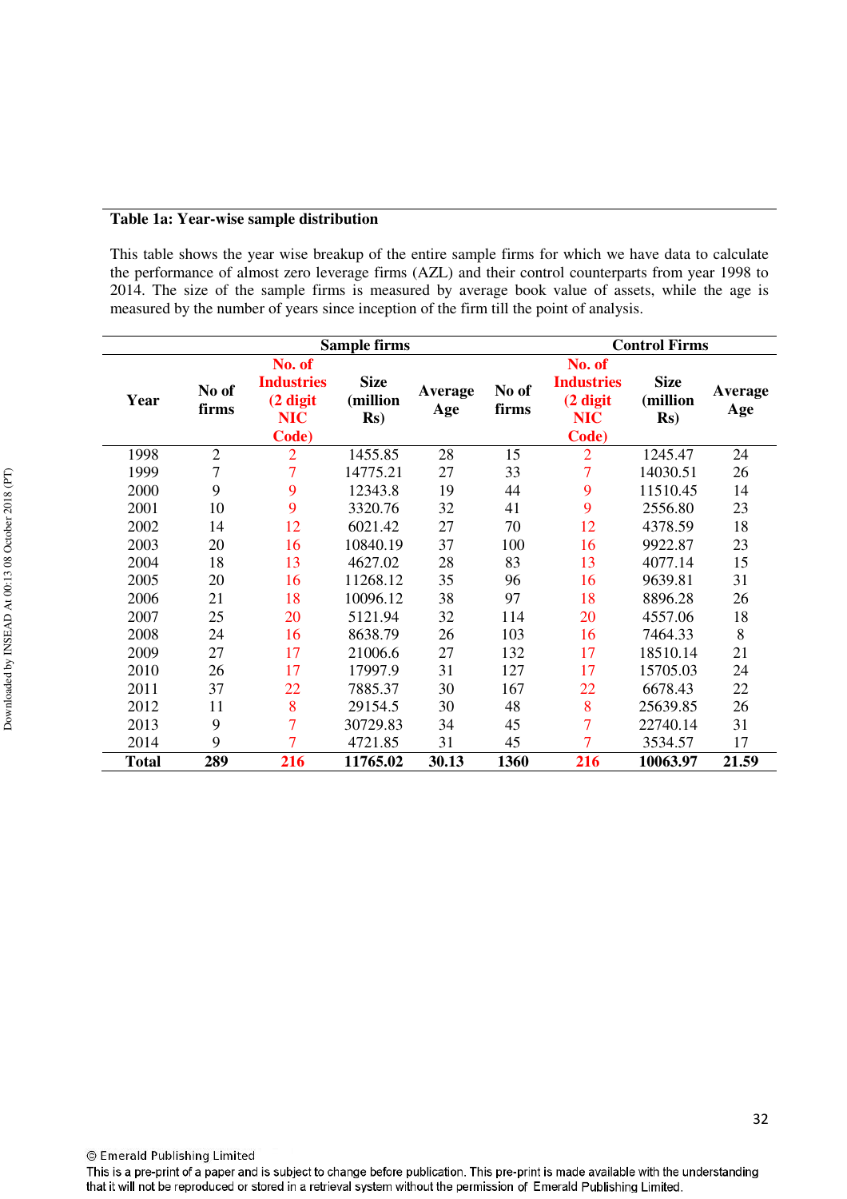**Table 1a: Year-wise sample distribution**

This table shows the year wise breakup of the entire sample firms for which we have data to calculate the performance of almost zero leverage firms (AZL) and their control counterparts from year 1998 to 2014. The size of the sample firms is measured by average book value of assets, while the age is measured by the number of years since inception of the firm till the point of analysis.

| | Sample firms | | | | Control Firms | | | |
|---|---|---|---|---|---|---|---|---|
| Year | No of firms | No. of Industries (2 digit NIC Code) | Size (million Rs) | Average Age | No of firms | No. of Industries (2 digit NIC Code) | Size (million Rs) | Average Age |
| 1998 | 2 | 2 | 1455.85 | 28 | 15 | 2 | 1245.47 | 24 |
| 1999 | 7 | 7 | 14775.21 | 27 | 33 | 7 | 14030.51 | 26 |
| 2000 | 9 | 9 | 12343.8 | 19 | 44 | 9 | 11510.45 | 14 |
| 2001 | 10 | 9 | 3320.76 | 32 | 41 | 9 | 2556.80 | 23 |
| 2002 | 14 | 12 | 6021.42 | 27 | 70 | 12 | 4378.59 | 18 |
| 2003 | 20 | 16 | 10840.19 | 37 | 100 | 16 | 9922.87 | 23 |
| 2004 | 18 | 13 | 4627.02 | 28 | 83 | 13 | 4077.14 | 15 |
| 2005 | 20 | 16 | 11268.12 | 35 | 96 | 16 | 9639.81 | 31 |
| 2006 | 21 | 18 | 10096.12 | 38 | 97 | 18 | 8896.28 | 26 |
| 2007 | 25 | 20 | 5121.94 | 32 | 114 | 20 | 4557.06 | 18 |
| 2008 | 24 | 16 | 8638.79 | 26 | 103 | 16 | 7464.33 | 8 |
| 2009 | 27 | 17 | 21006.6 | 27 | 132 | 17 | 18510.14 | 21 |
| 2010 | 26 | 17 | 17997.9 | 31 | 127 | 17 | 15705.03 | 24 |
| 2011 | 37 | 22 | 7885.37 | 30 | 167 | 22 | 6678.43 | 22 |
| 2012 | 11 | 8 | 29154.5 | 30 | 48 | 8 | 25639.85 | 26 |
| 2013 | 9 | 7 | 30729.83 | 34 | 45 | 7 | 22740.14 | 31 |
| 2014 | 9 | 7 | 4721.85 | 31 | 45 | 7 | 3534.57 | 17 |
| **Total** | **289** | **216** | **11765.02** | **30.13** | **1360** | **216** | **10063.97** | **21.59** |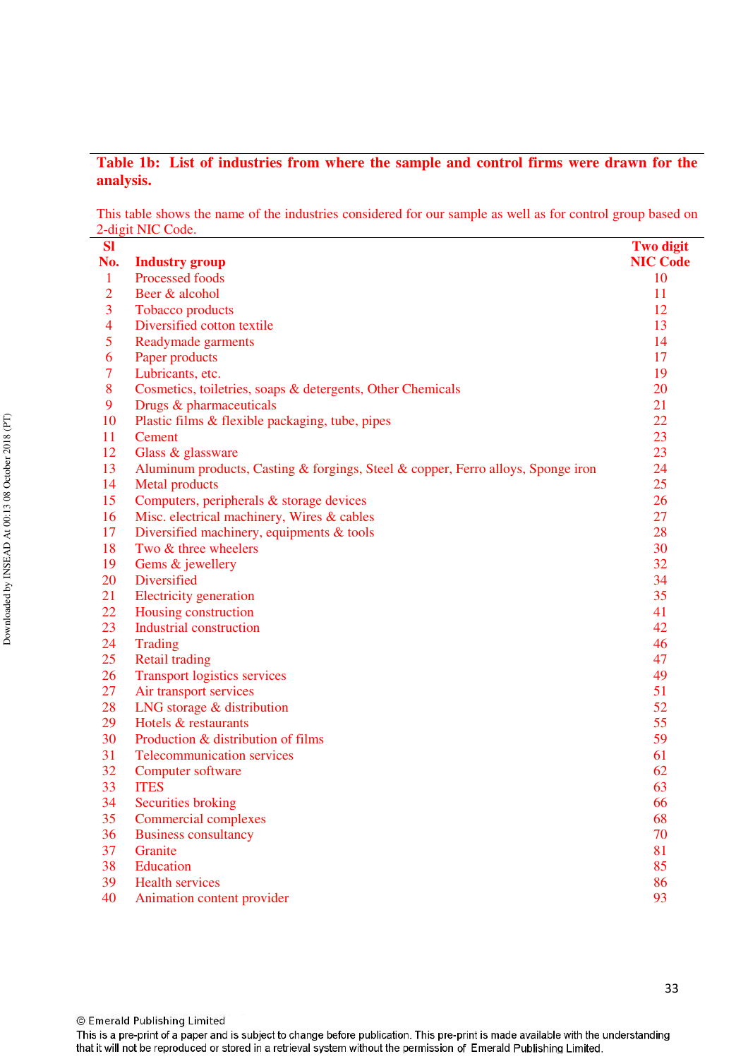**Table 1b: List of industries from where the sample and control firms were drawn for the analysis.**

This table shows the name of the industries considered for our sample as well as for control group based on 2-digit NIC Code.

| Sl No. | Industry group | Two digit NIC Code |
|---|---|---|
| 1 | Processed foods | 10 |
| 2 | Beer & alcohol | 11 |
| 3 | Tobacco products | 12 |
| 4 | Diversified cotton textile | 13 |
| 5 | Readymade garments | 14 |
| 6 | Paper products | 17 |
| 7 | Lubricants, etc. | 19 |
| 8 | Cosmetics, toiletries, soaps & detergents, Other Chemicals | 20 |
| 9 | Drugs & pharmaceuticals | 21 |
| 10 | Plastic films & flexible packaging, tube, pipes | 22 |
| 11 | Cement | 23 |
| 12 | Glass & glassware | 23 |
| 13 | Aluminum products, Casting & forgings, Steel & copper, Ferro alloys, Sponge iron | 24 |
| 14 | Metal products | 25 |
| 15 | Computers, peripherals & storage devices | 26 |
| 16 | Misc. electrical machinery, Wires & cables | 27 |
| 17 | Diversified machinery, equipments & tools | 28 |
| 18 | Two & three wheelers | 30 |
| 19 | Gems & jewellery | 32 |
| 20 | Diversified | 34 |
| 21 | Electricity generation | 35 |
| 22 | Housing construction | 41 |
| 23 | Industrial construction | 42 |
| 24 | Trading | 46 |
| 25 | Retail trading | 47 |
| 26 | Transport logistics services | 49 |
| 27 | Air transport services | 51 |
| 28 | LNG storage & distribution | 52 |
| 29 | Hotels & restaurants | 55 |
| 30 | Production & distribution of films | 59 |
| 31 | Telecommunication services | 61 |
| 32 | Computer software | 62 |
| 33 | ITES | 63 |
| 34 | Securities broking | 66 |
| 35 | Commercial complexes | 68 |
| 36 | Business consultancy | 70 |
| 37 | Granite | 81 |
| 38 | Education | 85 |
| 39 | Health services | 86 |
| 40 | Animation content provider | 93 |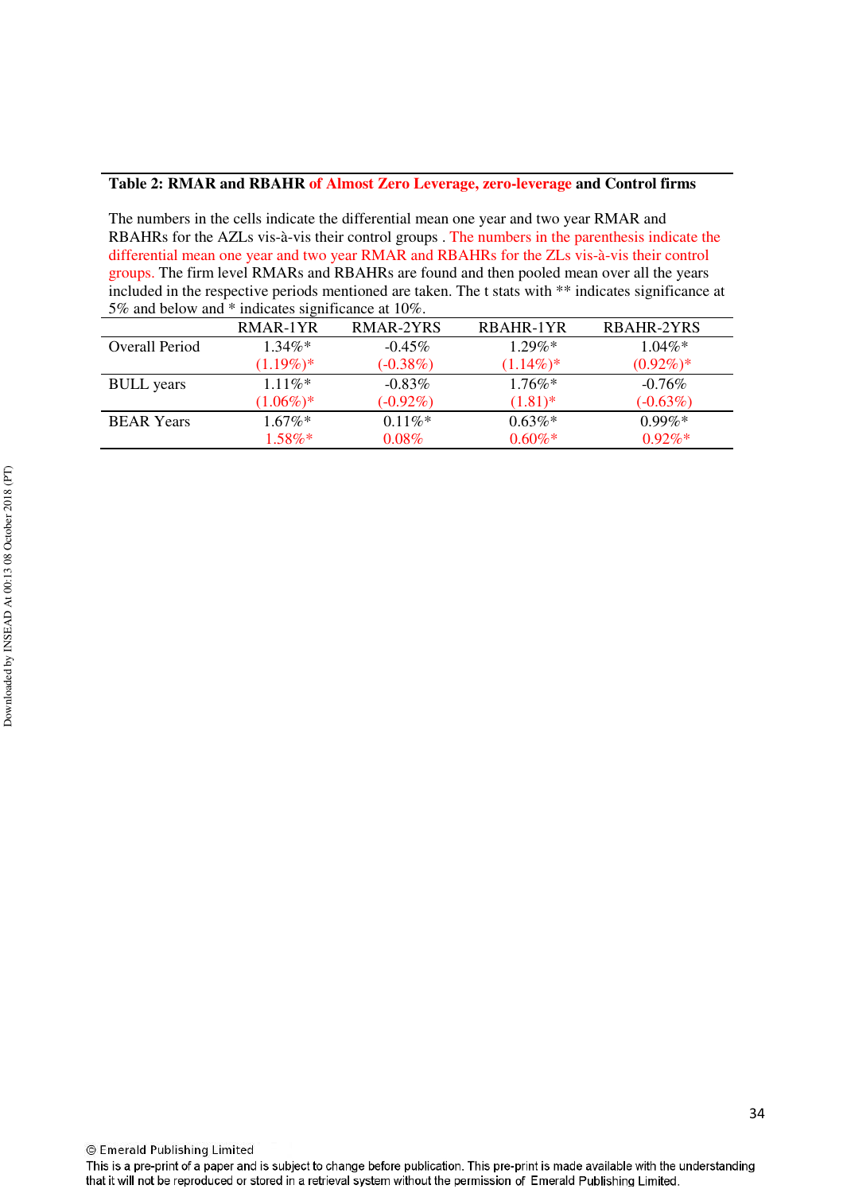**Table 2: RMAR and RBAHR of Almost Zero Leverage, zero-leverage and Control firms**

The numbers in the cells indicate the differential mean one year and two year RMAR and RBAHRs for the AZLs vis-à-vis their control groups . The numbers in the parenthesis indicate the differential mean one year and two year RMAR and RBAHRs for the ZLs vis-à-vis their control groups. The firm level RMARs and RBAHRs are found and then pooled mean over all the years included in the respective periods mentioned are taken. The t stats with ** indicates significance at 5% and below and * indicates significance at 10%.

| | RMAR-1YR | RMAR-2YRS | RBAHR-1YR | RBAHR-2YRS |
|---|---|---|---|---|
| Overall Period | 1.34%* | -0.45% | 1.29%* | 1.04%* |
| | (1.19%)* | (-0.38%) | (1.14%)* | (0.92%)* |
| BULL years | 1.11%* | -0.83% | 1.76%* | -0.76% |
| | (1.06%)* | (-0.92%) | (1.81)* | (-0.63%) |
| BEAR Years | 1.67%* | 0.11%* | 0.63%* | 0.99%* |
| | 1.58%* | 0.08% | 0.60%* | 0.92%* |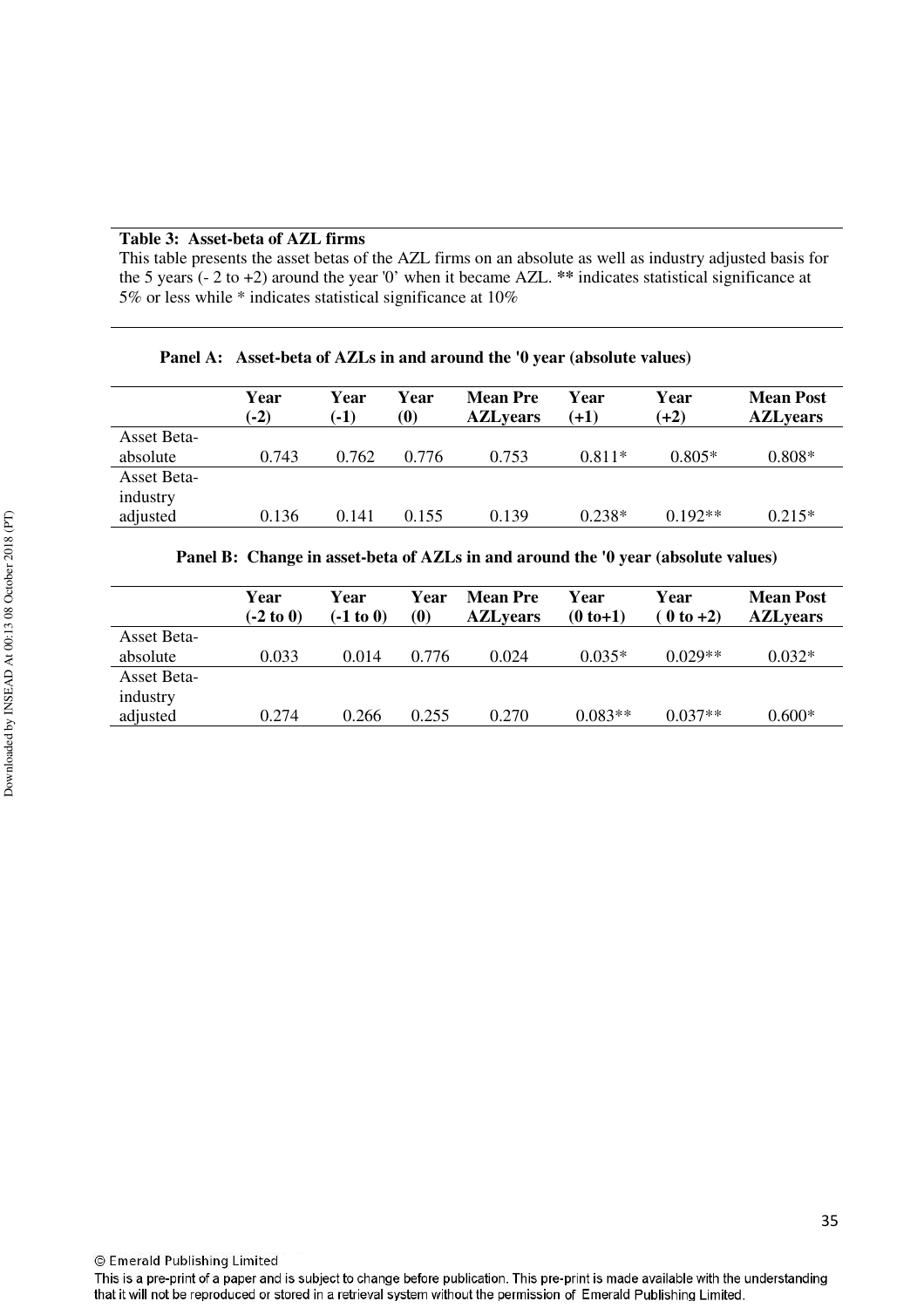**Table 3: Asset-beta of AZL firms**

This table presents the asset betas of the AZL firms on an absolute as well as industry adjusted basis for the 5 years (- 2 to +2) around the year '0' when it became AZL. ** indicates statistical significance at 5% or less while * indicates statistical significance at 10%

**Panel A: Asset-beta of AZLs in and around the '0 year (absolute values)**

| | Year (-2) | Year (-1) | Year (0) | Mean Pre AZLyears | Year (+1) | Year (+2) | Mean Post AZLyears |
|---|---|---|---|---|---|---|---|
| Asset Beta-absolute | 0.743 | 0.762 | 0.776 | 0.753 | 0.811* | 0.805* | 0.808* |
| Asset Beta-industry adjusted | 0.136 | 0.141 | 0.155 | 0.139 | 0.238* | 0.192** | 0.215* |

**Panel B: Change in asset-beta of AZLs in and around the '0 year (absolute values)**

| | Year (-2 to 0) | Year (-1 to 0) | Year (0) | Mean Pre AZLyears | Year (0 to+1) | Year ( 0 to +2) | Mean Post AZLyears |
|---|---|---|---|---|---|---|---|
| Asset Beta-absolute | 0.033 | 0.014 | 0.776 | 0.024 | 0.035* | 0.029** | 0.032* |
| Asset Beta-industry adjusted | 0.274 | 0.266 | 0.255 | 0.270 | 0.083** | 0.037** | 0.600* |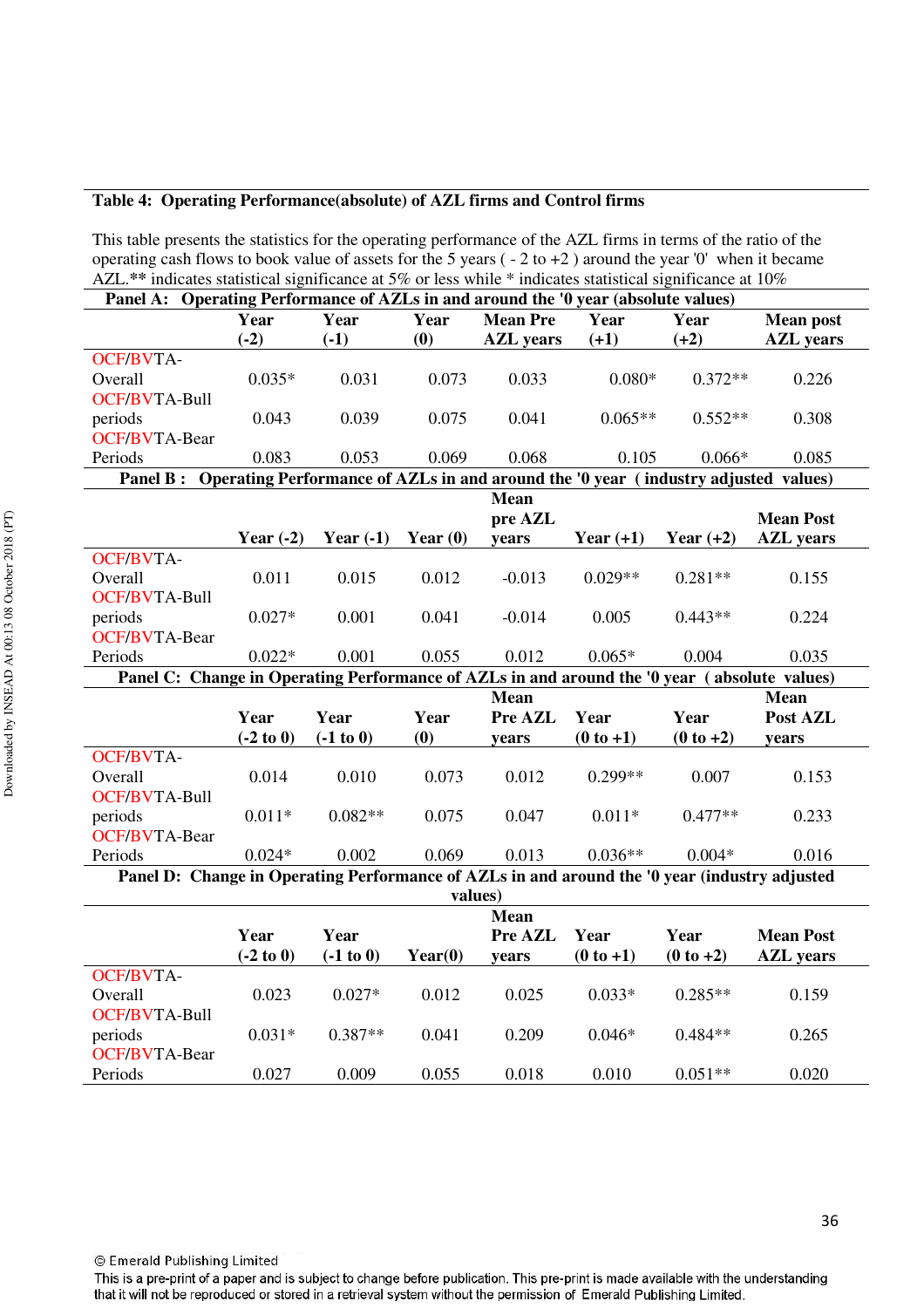**Table 4: Operating Performance(absolute) of AZL firms and Control firms**

This table presents the statistics for the operating performance of the AZL firms in terms of the ratio of the operating cash flows to book value of assets for the 5 years ( - 2 to +2 ) around the year '0' when it became AZL.** indicates statistical significance at 5% or less while * indicates statistical significance at 10%

**Panel A: Operating Performance of AZLs in and around the '0 year (absolute values)**

| | Year (-2) | Year (-1) | Year (0) | Mean Pre AZL years | Year (+1) | Year (+2) | Mean post AZL years |
|---|---|---|---|---|---|---|---|
| OCF/BVTA-Overall | 0.035* | 0.031 | 0.073 | 0.033 | 0.080* | 0.372** | 0.226 |
| OCF/BVTA-Bull periods | 0.043 | 0.039 | 0.075 | 0.041 | 0.065** | 0.552** | 0.308 |
| OCF/BVTA-Bear Periods | 0.083 | 0.053 | 0.069 | 0.068 | 0.105 | 0.066* | 0.085 |

**Panel B : Operating Performance of AZLs in and around the '0 year ( industry adjusted values)**

| | Year (-2) | Year (-1) | Year (0) | Mean pre AZL years | Year (+1) | Year (+2) | Mean Post AZL years |
|---|---|---|---|---|---|---|---|
| OCF/BVTA-Overall | 0.011 | 0.015 | 0.012 | -0.013 | 0.029** | 0.281** | 0.155 |
| OCF/BVTA-Bull periods | 0.027* | 0.001 | 0.041 | -0.014 | 0.005 | 0.443** | 0.224 |
| OCF/BVTA-Bear Periods | 0.022* | 0.001 | 0.055 | 0.012 | 0.065* | 0.004 | 0.035 |

**Panel C: Change in Operating Performance of AZLs in and around the '0 year ( absolute values)**

| | Year (-2 to 0) | Year (-1 to 0) | Year (0) | Mean Pre AZL years | Year (0 to +1) | Year (0 to +2) | Mean Post AZL years |
|---|---|---|---|---|---|---|---|
| OCF/BVTA-Overall | 0.014 | 0.010 | 0.073 | 0.012 | 0.299** | 0.007 | 0.153 |
| OCF/BVTA-Bull periods | 0.011* | 0.082** | 0.075 | 0.047 | 0.011* | 0.477** | 0.233 |
| OCF/BVTA-Bear Periods | 0.024* | 0.002 | 0.069 | 0.013 | 0.036** | 0.004* | 0.016 |

**Panel D: Change in Operating Performance of AZLs in and around the '0 year (industry adjusted values)**

| | Year (-2 to 0) | Year (-1 to 0) | Year(0) | Mean Pre AZL years | Year (0 to +1) | Year (0 to +2) | Mean Post AZL years |
|---|---|---|---|---|---|---|---|
| OCF/BVTA-Overall | 0.023 | 0.027* | 0.012 | 0.025 | 0.033* | 0.285** | 0.159 |
| OCF/BVTA-Bull periods | 0.031* | 0.387** | 0.041 | 0.209 | 0.046* | 0.484** | 0.265 |
| OCF/BVTA-Bear Periods | 0.027 | 0.009 | 0.055 | 0.018 | 0.010 | 0.051** | 0.020 |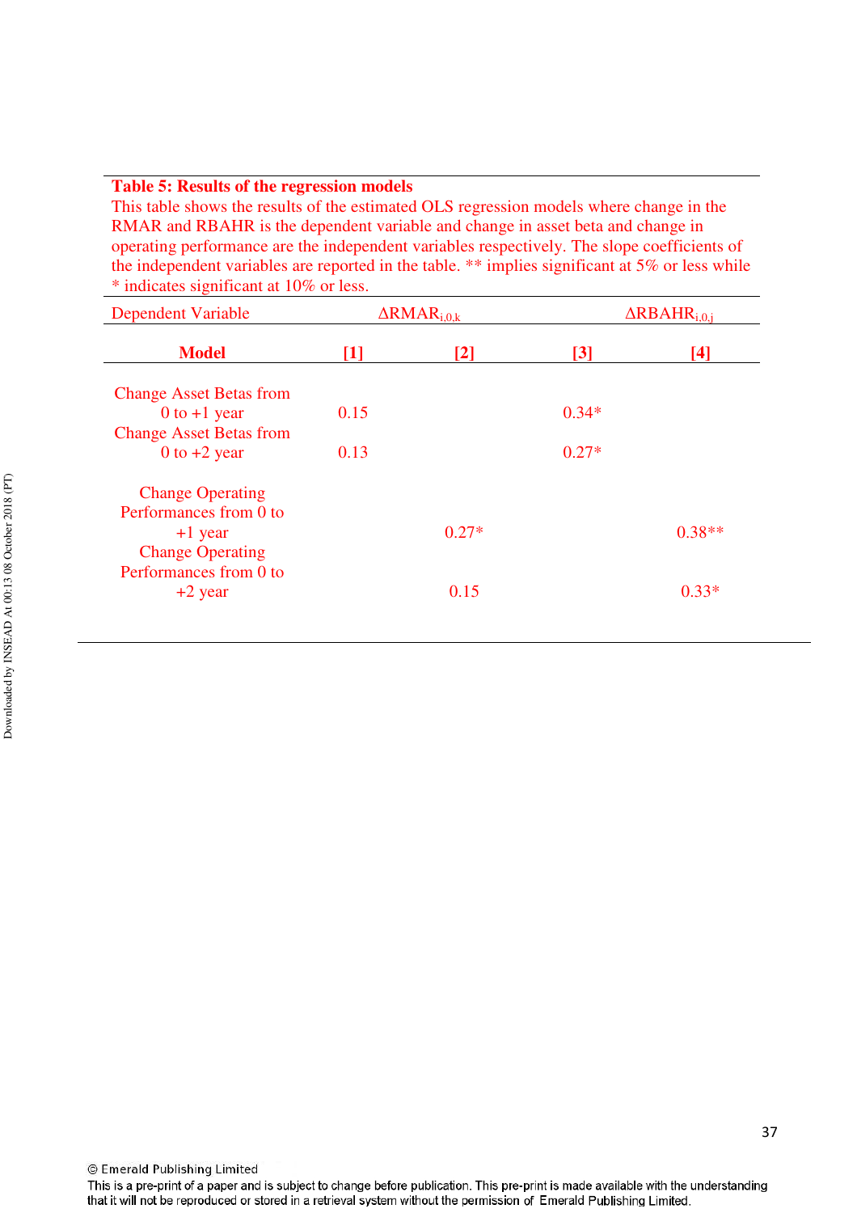**Table 5: Results of the regression models**

This table shows the results of the estimated OLS regression models where change in the RMAR and RBAHR is the dependent variable and change in asset beta and change in operating performance are the independent variables respectively. The slope coefficients of the independent variables are reported in the table. ** implies significant at 5% or less while * indicates significant at 10% or less.

| Dependent Variable | $\Delta RMAR_{i,0,k}$ | | $\Delta RBAHR_{i,0,j}$ | |
|---|---|---|---|---|
| **Model** | **[1]** | **[2]** | **[3]** | **[4]** |
| Change Asset Betas from 0 to +1 year | 0.15 | | 0.34* | |
| Change Asset Betas from 0 to +2 year | 0.13 | | 0.27* | |
| Change Operating Performances from 0 to +1 year | | 0.27* | | 0.38** |
| Change Operating Performances from 0 to +2 year | | 0.15 | | 0.33* |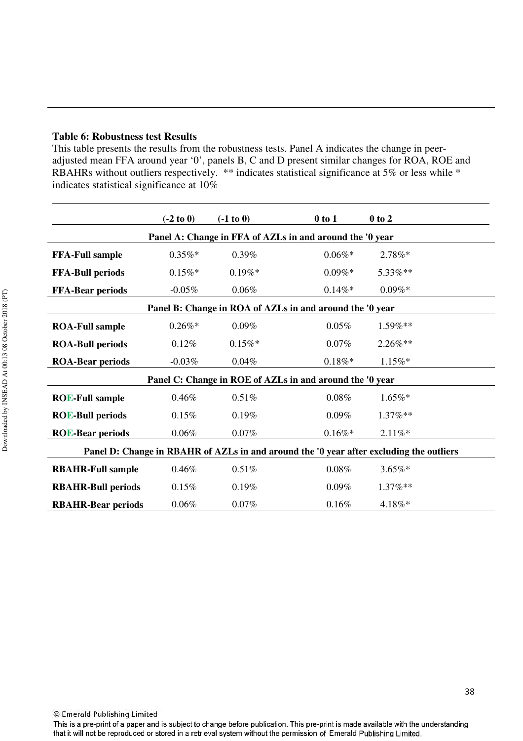**Table 6: Robustness test Results**

This table presents the results from the robustness tests. Panel A indicates the change in peer-adjusted mean FFA around year '0', panels B, C and D present similar changes for ROA, ROE and RBAHRs without outliers respectively. ** indicates statistical significance at 5% or less while * indicates statistical significance at 10%

| | (-2 to 0) | (-1 to 0) | 0 to 1 | 0 to 2 |
|---|---|---|---|---|
| **Panel A: Change in FFA of AZLs in and around the '0 year** | | | | |
| **FFA-Full sample** | 0.35%* | 0.39% | 0.06%* | 2.78%* |
| **FFA-Bull periods** | 0.15%* | 0.19%* | 0.09%* | 5.33%** |
| **FFA-Bear periods** | -0.05% | 0.06% | 0.14%* | 0.09%* |
| **Panel B: Change in ROA of AZLs in and around the '0 year** | | | | |
| **ROA-Full sample** | 0.26%* | 0.09% | 0.05% | 1.59%** |
| **ROA-Bull periods** | 0.12% | 0.15%* | 0.07% | 2.26%** |
| **ROA-Bear periods** | -0.03% | 0.04% | 0.18%* | 1.15%* |
| **Panel C: Change in ROE of AZLs in and around the '0 year** | | | | |
| **ROE-Full sample** | 0.46% | 0.51% | 0.08% | 1.65%* |
| **ROE-Bull periods** | 0.15% | 0.19% | 0.09% | 1.37%** |
| **ROE-Bear periods** | 0.06% | 0.07% | 0.16%* | 2.11%* |
| **Panel D: Change in RBAHR of AZLs in and around the '0 year after excluding the outliers** | | | | |
| **RBAHR-Full sample** | 0.46% | 0.51% | 0.08% | 3.65%* |
| **RBAHR-Bull periods** | 0.15% | 0.19% | 0.09% | 1.37%** |
| **RBAHR-Bear periods** | 0.06% | 0.07% | 0.16% | 4.18%* |